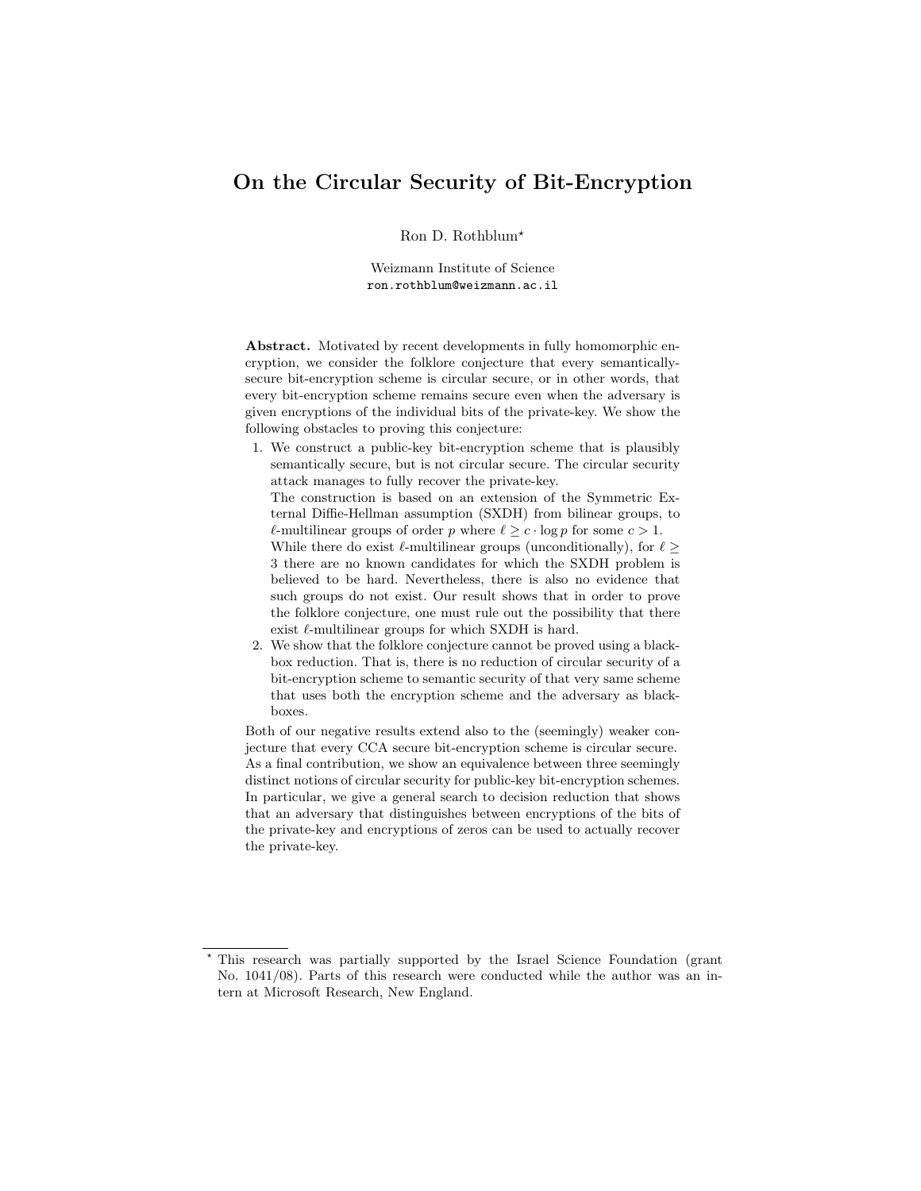# On the Circular Security of Bit-Encryption

Ron D. Rothblum*

Weizmann Institute of Science
ron.rothblum@weizmann.ac.il

**Abstract.** Motivated by recent developments in fully homomorphic encryption, we consider the folklore conjecture that every semantically-secure bit-encryption scheme is circular secure, or in other words, that every bit-encryption scheme remains secure even when the adversary is given encryptions of the individual bits of the private-key. We show the following obstacles to proving this conjecture:

1. We construct a public-key bit-encryption scheme that is plausibly semantically secure, but is not circular secure. The circular security attack manages to fully recover the private-key.
   The construction is based on an extension of the Symmetric External Diffie-Hellman assumption (SXDH) from bilinear groups, to $\ell$-multilinear groups of order $p$ where $\ell \geq c \cdot \log p$ for some $c > 1$.
   While there do exist $\ell$-multilinear groups (unconditionally), for $\ell \geq 3$ there are no known candidates for which the SXDH problem is believed to be hard. Nevertheless, there is also no evidence that such groups do not exist. Our result shows that in order to prove the folklore conjecture, one must rule out the possibility that there exist $\ell$-multilinear groups for which SXDH is hard.
2. We show that the folklore conjecture cannot be proved using a black-box reduction. That is, there is no reduction of circular security of a bit-encryption scheme to semantic security of that very same scheme that uses both the encryption scheme and the adversary as black-boxes.

Both of our negative results extend also to the (seemingly) weaker conjecture that every CCA secure bit-encryption scheme is circular secure. As a final contribution, we show an equivalence between three seemingly distinct notions of circular security for public-key bit-encryption schemes. In particular, we give a general search to decision reduction that shows that an adversary that distinguishes between encryptions of the bits of the private-key and encryptions of zeros can be used to actually recover the private-key.

---

* This research was partially supported by the Israel Science Foundation (grant No. 1041/08). Parts of this research were conducted while the author was an intern at Microsoft Research, New England.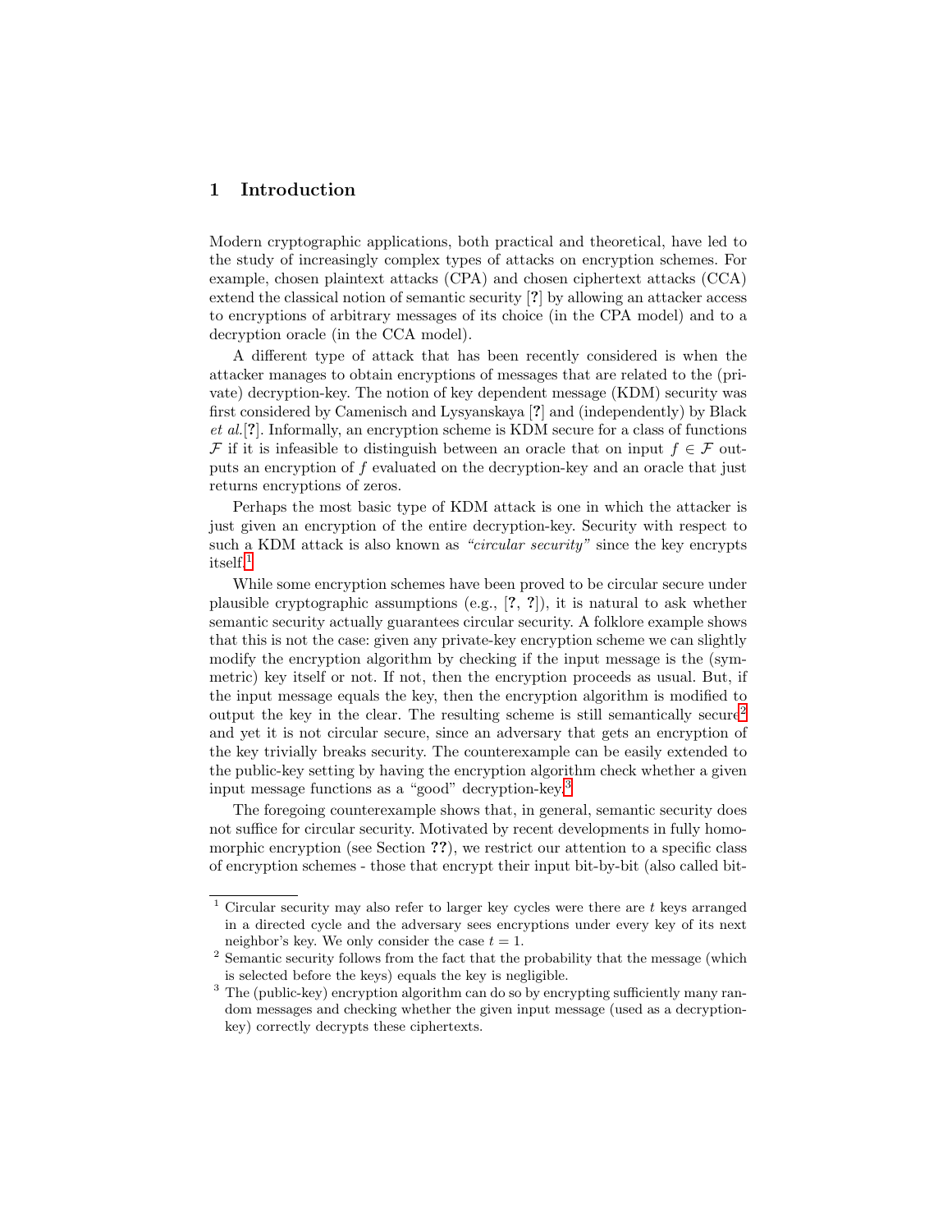## 1 Introduction

Modern cryptographic applications, both practical and theoretical, have led to the study of increasingly complex types of attacks on encryption schemes. For example, chosen plaintext attacks (CPA) and chosen ciphertext attacks (CCA) extend the classical notion of semantic security [?] by allowing an attacker access to encryptions of arbitrary messages of its choice (in the CPA model) and to a decryption oracle (in the CCA model).

A different type of attack that has been recently considered is when the attacker manages to obtain encryptions of messages that are related to the (private) decryption-key. The notion of key dependent message (KDM) security was first considered by Camenisch and Lysyanskaya [?] and (independently) by Black *et al.*[?]. Informally, an encryption scheme is KDM secure for a class of functions $\mathcal{F}$ if it is infeasible to distinguish between an oracle that on input $f \in \mathcal{F}$ outputs an encryption of $f$ evaluated on the decryption-key and an oracle that just returns encryptions of zeros.

Perhaps the most basic type of KDM attack is one in which the attacker is just given an encryption of the entire decryption-key. Security with respect to such a KDM attack is also known as *"circular security"* since the key encrypts itself.[1]

While some encryption schemes have been proved to be circular secure under plausible cryptographic assumptions (e.g., [?, ?]), it is natural to ask whether semantic security actually guarantees circular security. A folklore example shows that this is not the case: given any private-key encryption scheme we can slightly modify the encryption algorithm by checking if the input message is the (symmetric) key itself or not. If not, then the encryption proceeds as usual. But, if the input message equals the key, then the encryption algorithm is modified to output the key in the clear. The resulting scheme is still semantically secure[2] and yet it is not circular secure, since an adversary that gets an encryption of the key trivially breaks security. The counterexample can be easily extended to the public-key setting by having the encryption algorithm check whether a given input message functions as a "good" decryption-key.[3]

The foregoing counterexample shows that, in general, semantic security does not suffice for circular security. Motivated by recent developments in fully homomorphic encryption (see Section ??), we restrict our attention to a specific class of encryption schemes - those that encrypt their input bit-by-bit (also called bit-

---

[1] Circular security may also refer to larger key cycles were there are $t$ keys arranged in a directed cycle and the adversary sees encryptions under every key of its next neighbor's key. We only consider the case $t = 1$.

[2] Semantic security follows from the fact that the probability that the message (which is selected before the keys) equals the key is negligible.

[3] The (public-key) encryption algorithm can do so by encrypting sufficiently many random messages and checking whether the given input message (used as a decryption-key) correctly decrypts these ciphertexts.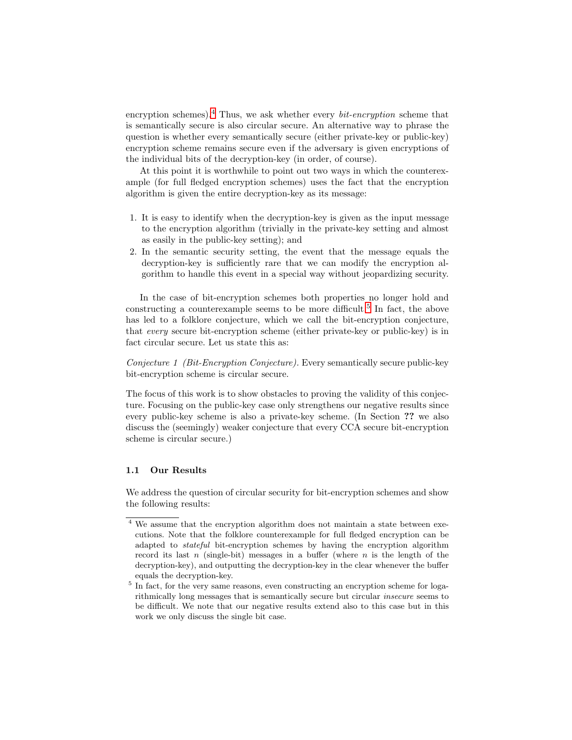encryption schemes).[4] Thus, we ask whether every *bit-encryption* scheme that is semantically secure is also circular secure. An alternative way to phrase the question is whether every semantically secure (either private-key or public-key) encryption scheme remains secure even if the adversary is given encryptions of the individual bits of the decryption-key (in order, of course).

At this point it is worthwhile to point out two ways in which the counterexample (for full fledged encryption schemes) uses the fact that the encryption algorithm is given the entire decryption-key as its message:

1. It is easy to identify when the decryption-key is given as the input message to the encryption algorithm (trivially in the private-key setting and almost as easily in the public-key setting); and
2. In the semantic security setting, the event that the message equals the decryption-key is sufficiently rare that we can modify the encryption algorithm to handle this event in a special way without jeopardizing security.

In the case of bit-encryption schemes both properties no longer hold and constructing a counterexample seems to be more difficult.[5] In fact, the above has led to a folklore conjecture, which we call the bit-encryption conjecture, that *every* secure bit-encryption scheme (either private-key or public-key) is in fact circular secure. Let us state this as:

*Conjecture 1 (Bit-Encryption Conjecture).* Every semantically secure public-key bit-encryption scheme is circular secure.

The focus of this work is to show obstacles to proving the validity of this conjecture. Focusing on the public-key case only strengthens our negative results since every public-key scheme is also a private-key scheme. (In Section **??** we also discuss the (seemingly) weaker conjecture that every CCA secure bit-encryption scheme is circular secure.)

### 1.1 Our Results

We address the question of circular security for bit-encryption schemes and show the following results:

---

[4] We assume that the encryption algorithm does not maintain a state between executions. Note that the folklore counterexample for full fledged encryption can be adapted to *stateful* bit-encryption schemes by having the encryption algorithm record its last $n$ (single-bit) messages in a buffer (where $n$ is the length of the decryption-key), and outputting the decryption-key in the clear whenever the buffer equals the decryption-key.

[5] In fact, for the very same reasons, even constructing an encryption scheme for logarithmically long messages that is semantically secure but circular *insecure* seems to be difficult. We note that our negative results extend also to this case but in this work we only discuss the single bit case.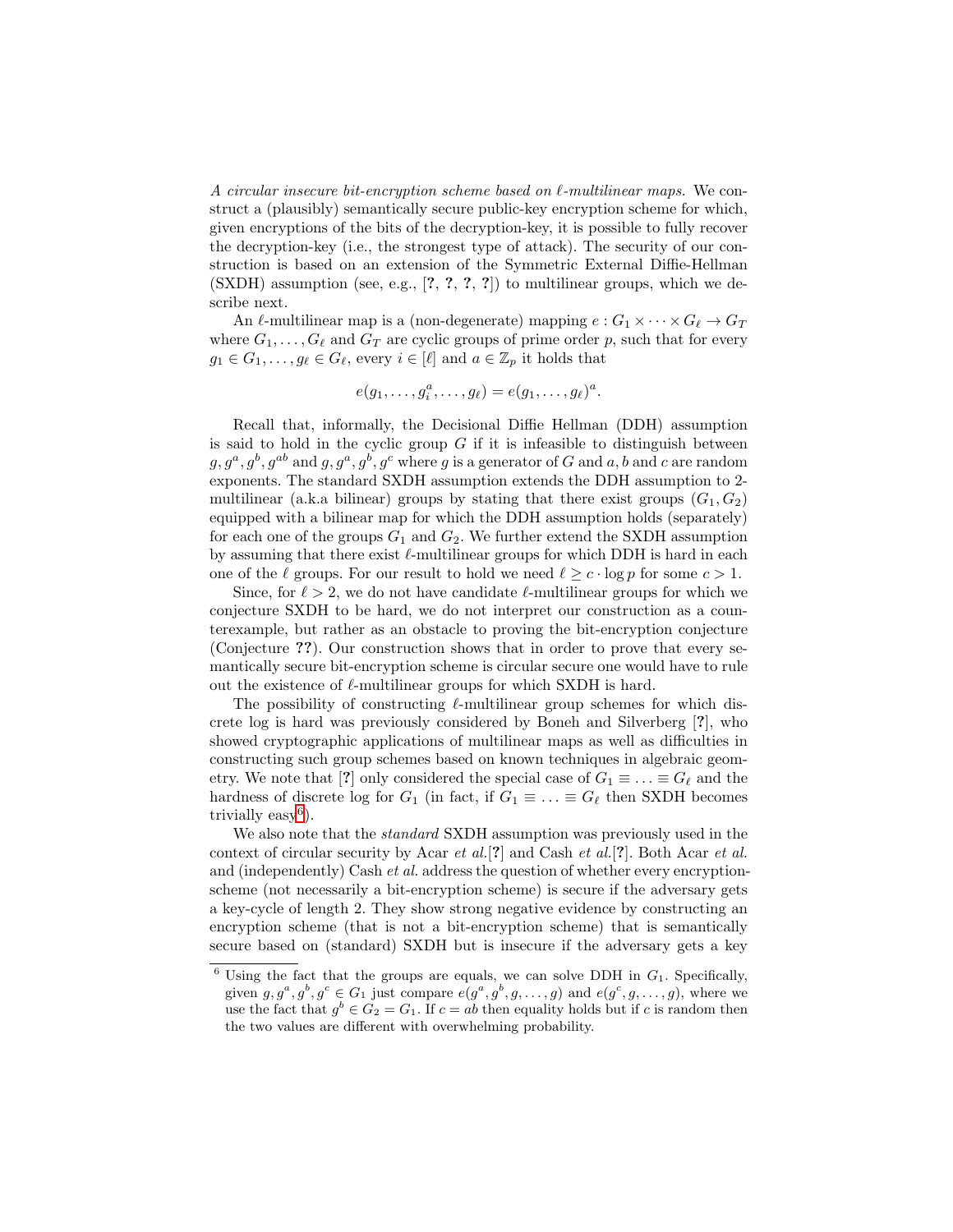*A circular insecure bit-encryption scheme based on $\ell$-multilinear maps.* We construct a (plausibly) semantically secure public-key encryption scheme for which, given encryptions of the bits of the decryption-key, it is possible to fully recover the decryption-key (i.e., the strongest type of attack). The security of our construction is based on an extension of the Symmetric External Diffie-Hellman (SXDH) assumption (see, e.g., [?, ?, ?, ?]) to multilinear groups, which we describe next.

An $\ell$-multilinear map is a (non-degenerate) mapping $e : G_1 \times \cdots \times G_\ell \to G_T$ where $G_1, \ldots, G_\ell$ and $G_T$ are cyclic groups of prime order $p$, such that for every $g_1 \in G_1, \ldots, g_\ell \in G_\ell$, every $i \in [\ell]$ and $a \in \mathbb{Z}_p$ it holds that

$$e(g_1, \ldots, g_i^a, \ldots, g_\ell) = e(g_1, \ldots, g_\ell)^a.$$

Recall that, informally, the Decisional Diffie Hellman (DDH) assumption is said to hold in the cyclic group $G$ if it is infeasible to distinguish between $g, g^a, g^b, g^{ab}$ and $g, g^a, g^b, g^c$ where $g$ is a generator of $G$ and $a, b$ and $c$ are random exponents. The standard SXDH assumption extends the DDH assumption to 2-multilinear (a.k.a bilinear) groups by stating that there exist groups $(G_1, G_2)$ equipped with a bilinear map for which the DDH assumption holds (separately) for each one of the groups $G_1$ and $G_2$. We further extend the SXDH assumption by assuming that there exist $\ell$-multilinear groups for which DDH is hard in each one of the $\ell$ groups. For our result to hold we need $\ell \geq c \cdot \log p$ for some $c > 1$.

Since, for $\ell > 2$, we do not have candidate $\ell$-multilinear groups for which we conjecture SXDH to be hard, we do not interpret our construction as a counterexample, but rather as an obstacle to proving the bit-encryption conjecture (Conjecture ??). Our construction shows that in order to prove that every semantically secure bit-encryption scheme is circular secure one would have to rule out the existence of $\ell$-multilinear groups for which SXDH is hard.

The possibility of constructing $\ell$-multilinear group schemes for which discrete log is hard was previously considered by Boneh and Silverberg [?], who showed cryptographic applications of multilinear maps as well as difficulties in constructing such group schemes based on known techniques in algebraic geometry. We note that [?] only considered the special case of $G_1 \equiv \ldots \equiv G_\ell$ and the hardness of discrete log for $G_1$ (in fact, if $G_1 \equiv \ldots \equiv G_\ell$ then SXDH becomes trivially easy[6]).

We also note that the *standard* SXDH assumption was previously used in the context of circular security by Acar *et al.*[?] and Cash *et al.*[?]. Both Acar *et al.* and (independently) Cash *et al.* address the question of whether every encryption-scheme (not necessarily a bit-encryption scheme) is secure if the adversary gets a key-cycle of length 2. They show strong negative evidence by constructing an encryption scheme (that is not a bit-encryption scheme) that is semantically secure based on (standard) SXDH but is insecure if the adversary gets a key

---

[6] Using the fact that the groups are equals, we can solve DDH in $G_1$. Specifically, given $g, g^a, g^b, g^c \in G_1$ just compare $e(g^a, g^b, g, \ldots, g)$ and $e(g^c, g, \ldots, g)$, where we use the fact that $g^b \in G_2 = G_1$. If $c = ab$ then equality holds but if $c$ is random then the two values are different with overwhelming probability.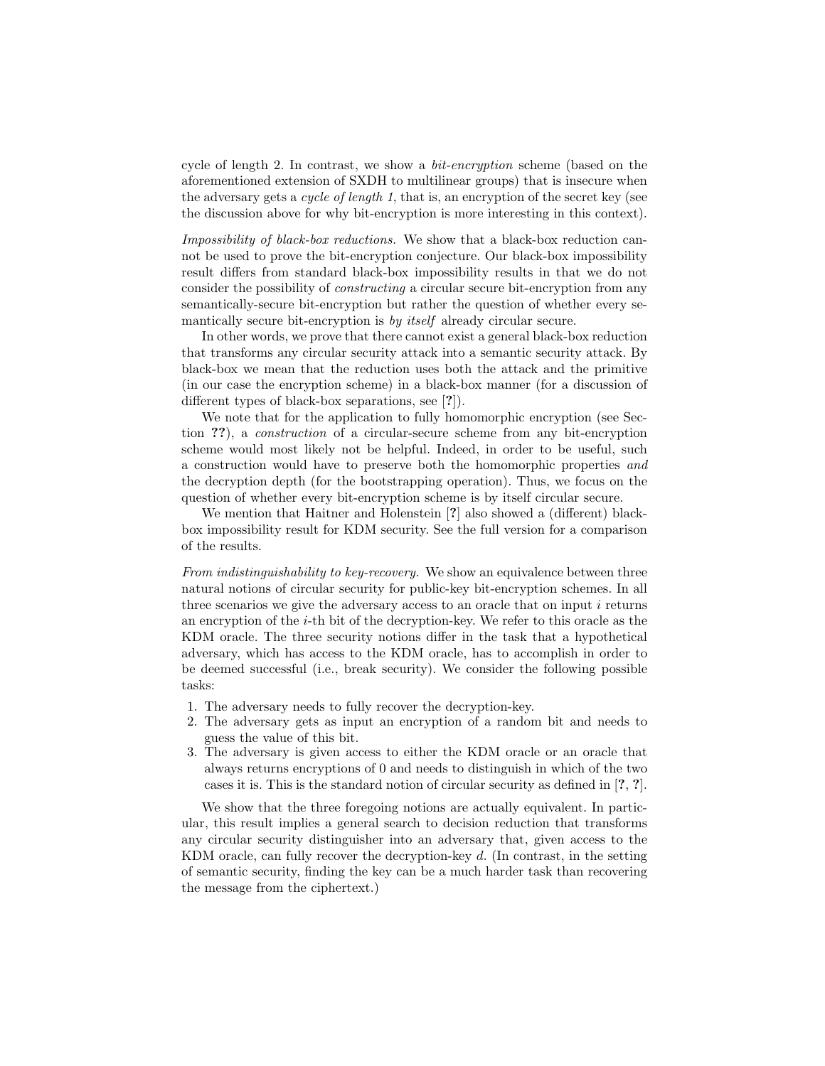cycle of length 2. In contrast, we show a *bit-encryption* scheme (based on the aforementioned extension of SXDH to multilinear groups) that is insecure when the adversary gets a *cycle of length 1*, that is, an encryption of the secret key (see the discussion above for why bit-encryption is more interesting in this context).

*Impossibility of black-box reductions.* We show that a black-box reduction cannot be used to prove the bit-encryption conjecture. Our black-box impossibility result differs from standard black-box impossibility results in that we do not consider the possibility of *constructing* a circular secure bit-encryption from any semantically-secure bit-encryption but rather the question of whether every semantically secure bit-encryption is *by itself* already circular secure.

In other words, we prove that there cannot exist a general black-box reduction that transforms any circular security attack into a semantic security attack. By black-box we mean that the reduction uses both the attack and the primitive (in our case the encryption scheme) in a black-box manner (for a discussion of different types of black-box separations, see [**?**]).

We note that for the application to fully homomorphic encryption (see Section **??**), a *construction* of a circular-secure scheme from any bit-encryption scheme would most likely not be helpful. Indeed, in order to be useful, such a construction would have to preserve both the homomorphic properties *and* the decryption depth (for the bootstrapping operation). Thus, we focus on the question of whether every bit-encryption scheme is by itself circular secure.

We mention that Haitner and Holenstein [**?**] also showed a (different) black-box impossibility result for KDM security. See the full version for a comparison of the results.

*From indistinguishability to key-recovery.* We show an equivalence between three natural notions of circular security for public-key bit-encryption schemes. In all three scenarios we give the adversary access to an oracle that on input $i$ returns an encryption of the $i$-th bit of the decryption-key. We refer to this oracle as the KDM oracle. The three security notions differ in the task that a hypothetical adversary, which has access to the KDM oracle, has to accomplish in order to be deemed successful (i.e., break security). We consider the following possible tasks:

1. The adversary needs to fully recover the decryption-key.
2. The adversary gets as input an encryption of a random bit and needs to guess the value of this bit.
3. The adversary is given access to either the KDM oracle or an oracle that always returns encryptions of 0 and needs to distinguish in which of the two cases it is. This is the standard notion of circular security as defined in [**?**, **?**].

We show that the three foregoing notions are actually equivalent. In particular, this result implies a general search to decision reduction that transforms any circular security distinguisher into an adversary that, given access to the KDM oracle, can fully recover the decryption-key $d$. (In contrast, in the setting of semantic security, finding the key can be a much harder task than recovering the message from the ciphertext.)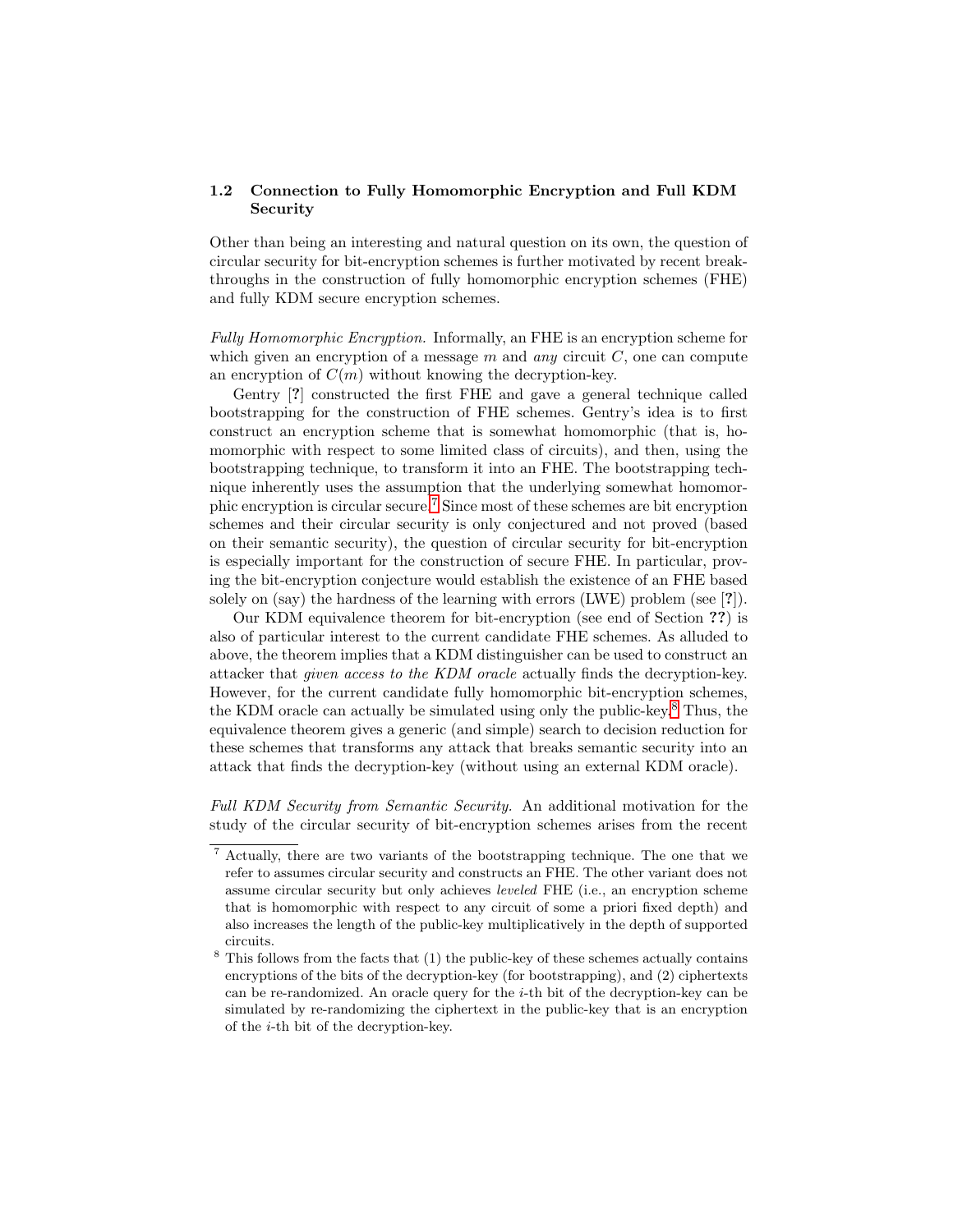### 1.2 Connection to Fully Homomorphic Encryption and Full KDM Security

Other than being an interesting and natural question on its own, the question of circular security for bit-encryption schemes is further motivated by recent breakthroughs in the construction of fully homomorphic encryption schemes (FHE) and fully KDM secure encryption schemes.

*Fully Homomorphic Encryption.* Informally, an FHE is an encryption scheme for which given an encryption of a message $m$ and *any* circuit $C$, one can compute an encryption of $C(m)$ without knowing the decryption-key.

Gentry [?] constructed the first FHE and gave a general technique called bootstrapping for the construction of FHE schemes. Gentry's idea is to first construct an encryption scheme that is somewhat homomorphic (that is, homomorphic with respect to some limited class of circuits), and then, using the bootstrapping technique, to transform it into an FHE. The bootstrapping technique inherently uses the assumption that the underlying somewhat homomorphic encryption is circular secure.[7] Since most of these schemes are bit encryption schemes and their circular security is only conjectured and not proved (based on their semantic security), the question of circular security for bit-encryption is especially important for the construction of secure FHE. In particular, proving the bit-encryption conjecture would establish the existence of an FHE based solely on (say) the hardness of the learning with errors (LWE) problem (see [?]).

Our KDM equivalence theorem for bit-encryption (see end of Section **??**) is also of particular interest to the current candidate FHE schemes. As alluded to above, the theorem implies that a KDM distinguisher can be used to construct an attacker that *given access to the KDM oracle* actually finds the decryption-key. However, for the current candidate fully homomorphic bit-encryption schemes, the KDM oracle can actually be simulated using only the public-key.[8] Thus, the equivalence theorem gives a generic (and simple) search to decision reduction for these schemes that transforms any attack that breaks semantic security into an attack that finds the decryption-key (without using an external KDM oracle).

*Full KDM Security from Semantic Security.* An additional motivation for the study of the circular security of bit-encryption schemes arises from the recent

---

[7] Actually, there are two variants of the bootstrapping technique. The one that we refer to assumes circular security and constructs an FHE. The other variant does not assume circular security but only achieves *leveled* FHE (i.e., an encryption scheme that is homomorphic with respect to any circuit of some a priori fixed depth) and also increases the length of the public-key multiplicatively in the depth of supported circuits.

[8] This follows from the facts that (1) the public-key of these schemes actually contains encryptions of the bits of the decryption-key (for bootstrapping), and (2) ciphertexts can be re-randomized. An oracle query for the $i$-th bit of the decryption-key can be simulated by re-randomizing the ciphertext in the public-key that is an encryption of the $i$-th bit of the decryption-key.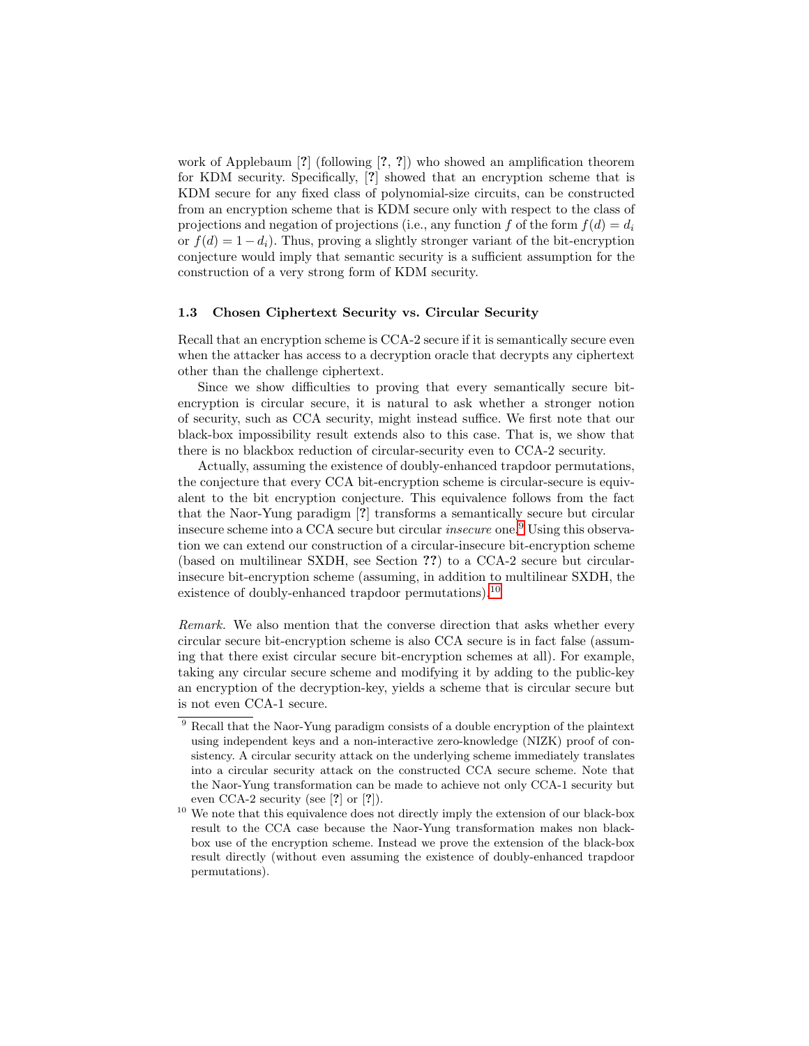work of Applebaum [?] (following [?, ?]) who showed an amplification theorem for KDM security. Specifically, [?] showed that an encryption scheme that is KDM secure for any fixed class of polynomial-size circuits, can be constructed from an encryption scheme that is KDM secure only with respect to the class of projections and negation of projections (i.e., any function $f$ of the form $f(d) = d_i$ or $f(d) = 1 - d_i$). Thus, proving a slightly stronger variant of the bit-encryption conjecture would imply that semantic security is a sufficient assumption for the construction of a very strong form of KDM security.

### 1.3 Chosen Ciphertext Security vs. Circular Security

Recall that an encryption scheme is CCA-2 secure if it is semantically secure even when the attacker has access to a decryption oracle that decrypts any ciphertext other than the challenge ciphertext.

Since we show difficulties to proving that every semantically secure bit-encryption is circular secure, it is natural to ask whether a stronger notion of security, such as CCA security, might instead suffice. We first note that our black-box impossibility result extends also to this case. That is, we show that there is no blackbox reduction of circular-security even to CCA-2 security.

Actually, assuming the existence of doubly-enhanced trapdoor permutations, the conjecture that every CCA bit-encryption scheme is circular-secure is equivalent to the bit encryption conjecture. This equivalence follows from the fact that the Naor-Yung paradigm [?] transforms a semantically secure but circular insecure scheme into a CCA secure but circular *insecure* one.[9] Using this observation we can extend our construction of a circular-insecure bit-encryption scheme (based on multilinear SXDH, see Section ??) to a CCA-2 secure but circular-insecure bit-encryption scheme (assuming, in addition to multilinear SXDH, the existence of doubly-enhanced trapdoor permutations).[10]

*Remark.* We also mention that the converse direction that asks whether every circular secure bit-encryption scheme is also CCA secure is in fact false (assuming that there exist circular secure bit-encryption schemes at all). For example, taking any circular secure scheme and modifying it by adding to the public-key an encryption of the decryption-key, yields a scheme that is circular secure but is not even CCA-1 secure.

[9] Recall that the Naor-Yung paradigm consists of a double encryption of the plaintext using independent keys and a non-interactive zero-knowledge (NIZK) proof of consistency. A circular security attack on the underlying scheme immediately translates into a circular security attack on the constructed CCA secure scheme. Note that the Naor-Yung transformation can be made to achieve not only CCA-1 security but even CCA-2 security (see [?] or [?]).

[10] We note that this equivalence does not directly imply the extension of our black-box result to the CCA case because the Naor-Yung transformation makes non black-box use of the encryption scheme. Instead we prove the extension of the black-box result directly (without even assuming the existence of doubly-enhanced trapdoor permutations).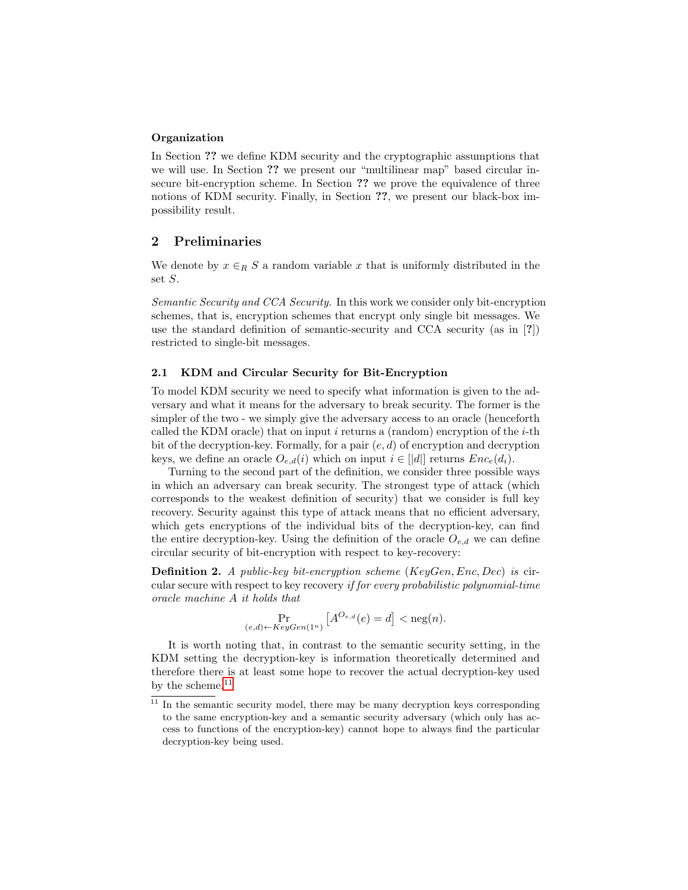**Organization**

In Section **??** we define KDM security and the cryptographic assumptions that we will use. In Section **??** we present our "multilinear map" based circular insecure bit-encryption scheme. In Section **??** we prove the equivalence of three notions of KDM security. Finally, in Section **??**, we present our black-box impossibility result.

## 2 Preliminaries

We denote by $x \in_R S$ a random variable $x$ that is uniformly distributed in the set $S$.

*Semantic Security and CCA Security.* In this work we consider only bit-encryption schemes, that is, encryption schemes that encrypt only single bit messages. We use the standard definition of semantic-security and CCA security (as in [**?**]) restricted to single-bit messages.

### 2.1 KDM and Circular Security for Bit-Encryption

To model KDM security we need to specify what information is given to the adversary and what it means for the adversary to break security. The former is the simpler of the two - we simply give the adversary access to an oracle (henceforth called the KDM oracle) that on input $i$ returns a (random) encryption of the $i$-th bit of the decryption-key. Formally, for a pair $(e, d)$ of encryption and decryption keys, we define an oracle $O_{e,d}(i)$ which on input $i \in [|d|]$ returns $Enc_e(d_i)$.

Turning to the second part of the definition, we consider three possible ways in which an adversary can break security. The strongest type of attack (which corresponds to the weakest definition of security) that we consider is full key recovery. Security against this type of attack means that no efficient adversary, which gets encryptions of the individual bits of the decryption-key, can find the entire decryption-key. Using the definition of the oracle $O_{e,d}$ we can define circular security of bit-encryption with respect to key-recovery:

**Definition 2.** *A public-key bit-encryption scheme* $(KeyGen, Enc, Dec)$ *is* circular secure with respect to key recovery *if for every probabilistic polynomial-time oracle machine* $A$ *it holds that*

$$\Pr_{(e,d)\leftarrow KeyGen(1^n)}\left[A^{O_{e,d}}(e) = d\right] < \text{neg}(n).$$

It is worth noting that, in contrast to the semantic security setting, in the KDM setting the decryption-key is information theoretically determined and therefore there is at least some hope to recover the actual decryption-key used by the scheme.[11]

[11] In the semantic security model, there may be many decryption keys corresponding to the same encryption-key and a semantic security adversary (which only has access to functions of the encryption-key) cannot hope to always find the particular decryption-key being used.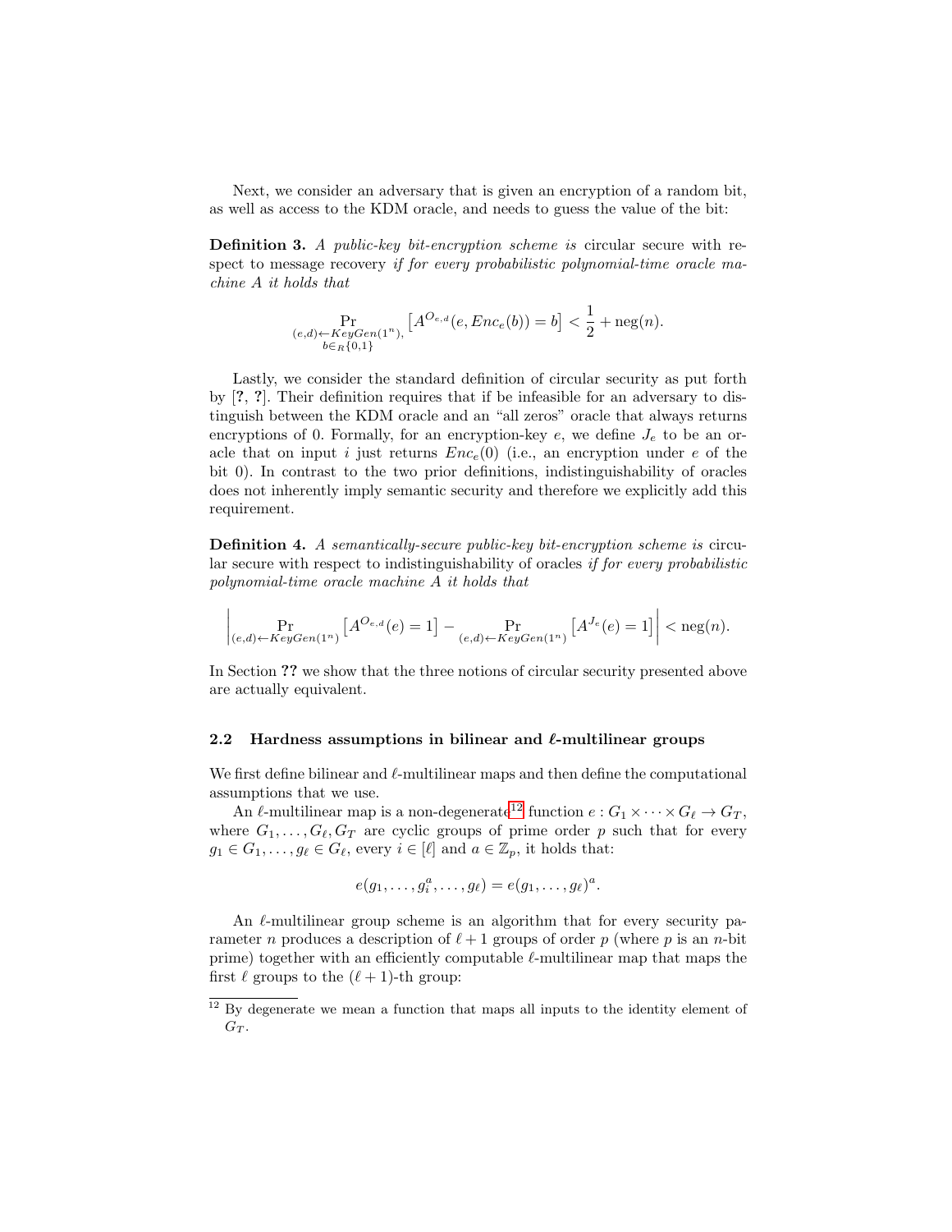Next, we consider an adversary that is given an encryption of a random bit, as well as access to the KDM oracle, and needs to guess the value of the bit:

**Definition 3.** *A public-key bit-encryption scheme is* circular secure with respect to message recovery *if for every probabilistic polynomial-time oracle machine A it holds that*

$$\Pr_{\substack{(e,d)\leftarrow KeyGen(1^n),\\ b\in_R\{0,1\}}}\left[A^{O_{e,d}}(e, Enc_e(b)) = b\right] < \frac{1}{2} + \text{neg}(n).$$

Lastly, we consider the standard definition of circular security as put forth by [?, ?]. Their definition requires that if be infeasible for an adversary to distinguish between the KDM oracle and an "all zeros" oracle that always returns encryptions of 0. Formally, for an encryption-key $e$, we define $J_e$ to be an oracle that on input $i$ just returns $Enc_e(0)$ (i.e., an encryption under $e$ of the bit 0). In contrast to the two prior definitions, indistinguishability of oracles does not inherently imply semantic security and therefore we explicitly add this requirement.

**Definition 4.** *A semantically-secure public-key bit-encryption scheme is* circular secure with respect to indistinguishability of oracles *if for every probabilistic polynomial-time oracle machine A it holds that*

$$\left|\Pr_{(e,d)\leftarrow KeyGen(1^n)}\left[A^{O_{e,d}}(e) = 1\right] - \Pr_{(e,d)\leftarrow KeyGen(1^n)}\left[A^{J_e}(e) = 1\right]\right| < \text{neg}(n).$$

In Section ?? we show that the three notions of circular security presented above are actually equivalent.

### 2.2 Hardness assumptions in bilinear and $\ell$-multilinear groups

We first define bilinear and $\ell$-multilinear maps and then define the computational assumptions that we use.

An $\ell$-multilinear map is a non-degenerate[12] function $e : G_1 \times \cdots \times G_\ell \to G_T$, where $G_1, \ldots, G_\ell, G_T$ are cyclic groups of prime order $p$ such that for every $g_1 \in G_1, \ldots, g_\ell \in G_\ell$, every $i \in [\ell]$ and $a \in \mathbb{Z}_p$, it holds that:

$$e(g_1, \ldots, g_i^a, \ldots, g_\ell) = e(g_1, \ldots, g_\ell)^a.$$

An $\ell$-multilinear group scheme is an algorithm that for every security parameter $n$ produces a description of $\ell + 1$ groups of order $p$ (where $p$ is an $n$-bit prime) together with an efficiently computable $\ell$-multilinear map that maps the first $\ell$ groups to the $(\ell + 1)$-th group:

[12] By degenerate we mean a function that maps all inputs to the identity element of $G_T$.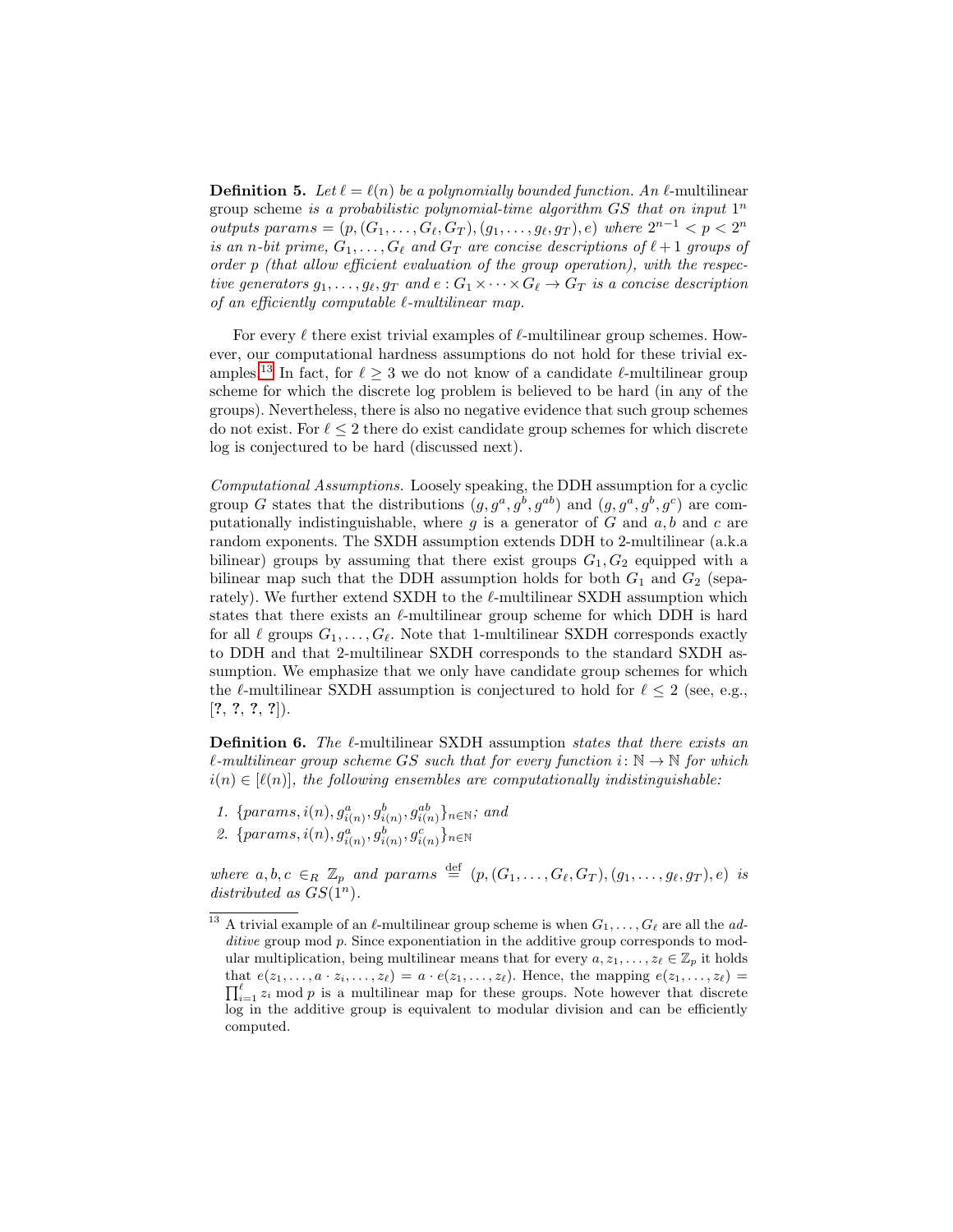**Definition 5.** *Let $\ell = \ell(n)$ be a polynomially bounded function. An* $\ell$-multilinear group scheme *is a probabilistic polynomial-time algorithm GS that on input $1^n$ outputs params $= (p, (G_1, \ldots, G_\ell, G_T), (g_1, \ldots, g_\ell, g_T), e)$ where $2^{n-1} < p < 2^n$ is an n-bit prime, $G_1, \ldots, G_\ell$ and $G_T$ are concise descriptions of $\ell + 1$ groups of order p (that allow efficient evaluation of the group operation), with the respective generators $g_1, \ldots, g_\ell, g_T$ and $e : G_1 \times \cdots \times G_\ell \to G_T$ is a concise description of an efficiently computable $\ell$-multilinear map.*

For every $\ell$ there exist trivial examples of $\ell$-multilinear group schemes. However, our computational hardness assumptions do not hold for these trivial examples.[13] In fact, for $\ell \geq 3$ we do not know of a candidate $\ell$-multilinear group scheme for which the discrete log problem is believed to be hard (in any of the groups). Nevertheless, there is also no negative evidence that such group schemes do not exist. For $\ell \leq 2$ there do exist candidate group schemes for which discrete log is conjectured to be hard (discussed next).

*Computational Assumptions.* Loosely speaking, the DDH assumption for a cyclic group $G$ states that the distributions $(g, g^a, g^b, g^{ab})$ and $(g, g^a, g^b, g^c)$ are computationally indistinguishable, where $g$ is a generator of $G$ and $a, b$ and $c$ are random exponents. The SXDH assumption extends DDH to 2-multilinear (a.k.a bilinear) groups by assuming that there exist groups $G_1, G_2$ equipped with a bilinear map such that the DDH assumption holds for both $G_1$ and $G_2$ (separately). We further extend SXDH to the $\ell$-multilinear SXDH assumption which states that there exists an $\ell$-multilinear group scheme for which DDH is hard for all $\ell$ groups $G_1, \ldots, G_\ell$. Note that 1-multilinear SXDH corresponds exactly to DDH and that 2-multilinear SXDH corresponds to the standard SXDH assumption. We emphasize that we only have candidate group schemes for which the $\ell$-multilinear SXDH assumption is conjectured to hold for $\ell \leq 2$ (see, e.g., [**?**, **?**, **?**, **?**]).

**Definition 6.** *The* $\ell$-multilinear SXDH assumption *states that there exists an $\ell$-multilinear group scheme GS such that for every function $i : \mathbb{N} \to \mathbb{N}$ for which $i(n) \in [\ell(n)]$, the following ensembles are computationally indistinguishable:*

1. $\{params, i(n), g_{i(n)}^a, g_{i(n)}^b, g_{i(n)}^{ab}\}_{n \in \mathbb{N}}$*; and*
2. $\{params, i(n), g_{i(n)}^a, g_{i(n)}^b, g_{i(n)}^c\}_{n \in \mathbb{N}}$

*where $a, b, c \in_R \mathbb{Z}_p$ and params $\stackrel{\text{def}}{=} (p, (G_1, \ldots, G_\ell, G_T), (g_1, \ldots, g_\ell, g_T), e)$ is distributed as $GS(1^n)$.*

---

[13] A trivial example of an $\ell$-multilinear group scheme is when $G_1, \ldots, G_\ell$ are all the *additive* group mod $p$. Since exponentiation in the additive group corresponds to modular multiplication, being multilinear means that for every $a, z_1, \ldots, z_\ell \in \mathbb{Z}_p$ it holds that $e(z_1, \ldots, a \cdot z_i, \ldots, z_\ell) = a \cdot e(z_1, \ldots, z_\ell)$. Hence, the mapping $e(z_1, \ldots, z_\ell) = \prod_{i=1}^{\ell} z_i \bmod p$ is a multilinear map for these groups. Note however that discrete log in the additive group is equivalent to modular division and can be efficiently computed.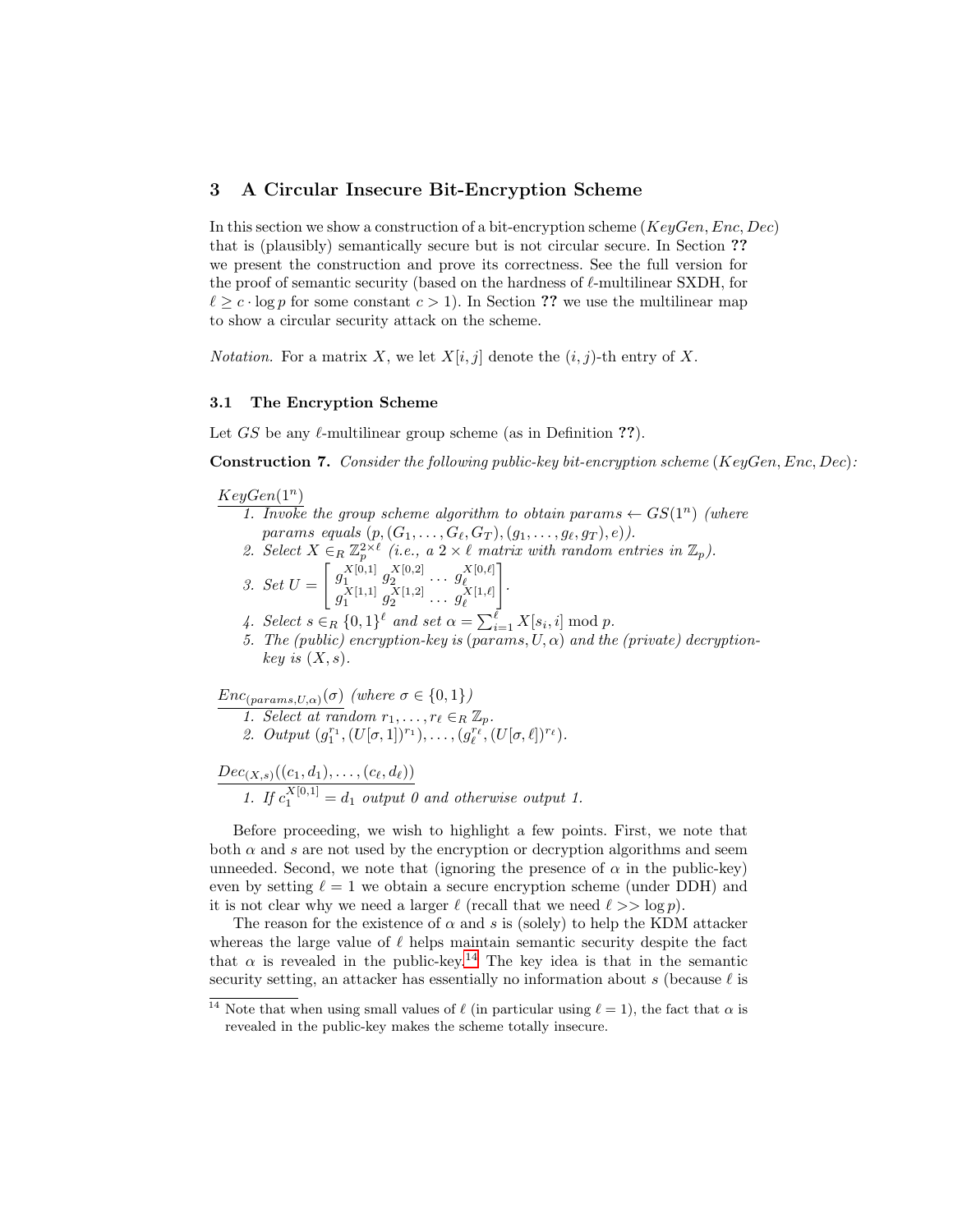## 3 A Circular Insecure Bit-Encryption Scheme

In this section we show a construction of a bit-encryption scheme $(KeyGen, Enc, Dec)$ that is (plausibly) semantically secure but is not circular secure. In Section **??** we present the construction and prove its correctness. See the full version for the proof of semantic security (based on the hardness of $\ell$-multilinear SXDH, for $\ell \geq c \cdot \log p$ for some constant $c > 1$). In Section **??** we use the multilinear map to show a circular security attack on the scheme.

*Notation.* For a matrix $X$, we let $X[i, j]$ denote the $(i, j)$-th entry of $X$.

### 3.1 The Encryption Scheme

Let $GS$ be any $\ell$-multilinear group scheme (as in Definition **??**).

**Construction 7.** *Consider the following public-key bit-encryption scheme $(KeyGen, Enc, Dec)$:*

$\underline{KeyGen(1^n)}$

1. *Invoke the group scheme algorithm to obtain params $\leftarrow GS(1^n)$ (where params equals $(p, (G_1, \ldots, G_\ell, G_T), (g_1, \ldots, g_\ell, g_T), e)$).*
2. *Select $X \in_R \mathbb{Z}_p^{2\times\ell}$ (i.e., a $2 \times \ell$ matrix with random entries in $\mathbb{Z}_p$).*
3. *Set* $U = \begin{bmatrix} g_1^{X[0,1]} & g_2^{X[0,2]} & \ldots & g_\ell^{X[0,\ell]} \\ g_1^{X[1,1]} & g_2^{X[1,2]} & \ldots & g_\ell^{X[1,\ell]} \end{bmatrix}$.
4. *Select $s \in_R \{0, 1\}^\ell$ and set $\alpha = \sum_{i=1}^{\ell} X[s_i, i] \bmod p$.*
5. *The (public) encryption-key is $(params, U, \alpha)$ and the (private) decryption-key is $(X, s)$.*

$\underline{Enc_{(params,U,\alpha)}(\sigma)}$ *(where $\sigma \in \{0, 1\}$)*

1. *Select at random $r_1, \ldots, r_\ell \in_R \mathbb{Z}_p$.*
2. *Output $(g_1^{r_1}, (U[\sigma, 1])^{r_1}), \ldots, (g_\ell^{r_\ell}, (U[\sigma, \ell])^{r_\ell})$.*

$\underline{Dec_{(X,s)}((c_1, d_1), \ldots, (c_\ell, d_\ell))}$

1. *If $c_1^{X[0,1]} = d_1$ output 0 and otherwise output 1.*

Before proceeding, we wish to highlight a few points. First, we note that both $\alpha$ and $s$ are not used by the encryption or decryption algorithms and seem unneeded. Second, we note that (ignoring the presence of $\alpha$ in the public-key) even by setting $\ell = 1$ we obtain a secure encryption scheme (under DDH) and it is not clear why we need a larger $\ell$ (recall that we need $\ell >> \log p$).

The reason for the existence of $\alpha$ and $s$ is (solely) to help the KDM attacker whereas the large value of $\ell$ helps maintain semantic security despite the fact that $\alpha$ is revealed in the public-key.[14] The key idea is that in the semantic security setting, an attacker has essentially no information about $s$ (because $\ell$ is

[14] Note that when using small values of $\ell$ (in particular using $\ell = 1$), the fact that $\alpha$ is revealed in the public-key makes the scheme totally insecure.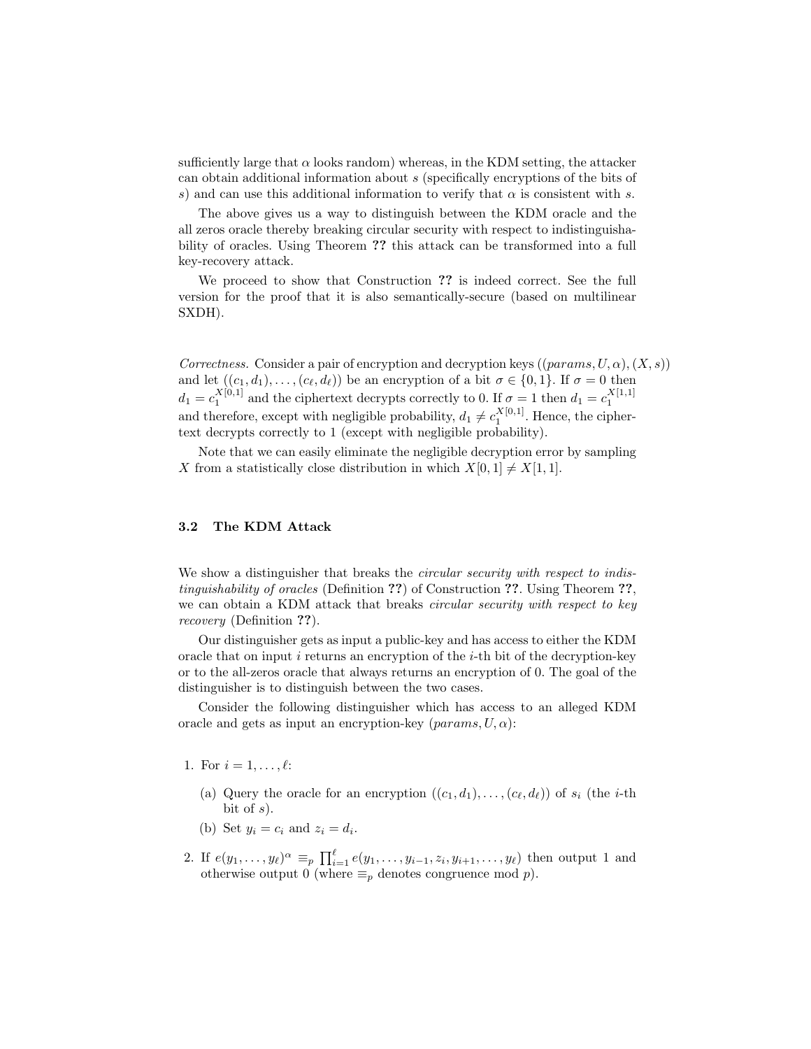sufficiently large that $\alpha$ looks random) whereas, in the KDM setting, the attacker can obtain additional information about $s$ (specifically encryptions of the bits of $s$) and can use this additional information to verify that $\alpha$ is consistent with $s$.

The above gives us a way to distinguish between the KDM oracle and the all zeros oracle thereby breaking circular security with respect to indistinguishability of oracles. Using Theorem **??** this attack can be transformed into a full key-recovery attack.

We proceed to show that Construction **??** is indeed correct. See the full version for the proof that it is also semantically-secure (based on multilinear SXDH).

*Correctness.* Consider a pair of encryption and decryption keys $((params, U, \alpha), (X, s))$ and let $((c_1, d_1), \ldots, (c_\ell, d_\ell))$ be an encryption of a bit $\sigma \in \{0, 1\}$. If $\sigma = 0$ then $d_1 = c_1^{X[0,1]}$ and the ciphertext decrypts correctly to 0. If $\sigma = 1$ then $d_1 = c_1^{X[1,1]}$ and therefore, except with negligible probability, $d_1 \neq c_1^{X[0,1]}$. Hence, the ciphertext decrypts correctly to 1 (except with negligible probability).

Note that we can easily eliminate the negligible decryption error by sampling $X$ from a statistically close distribution in which $X[0, 1] \neq X[1, 1]$.

### 3.2 The KDM Attack

We show a distinguisher that breaks the *circular security with respect to indistinguishability of oracles* (Definition **??**) of Construction **??**. Using Theorem **??**, we can obtain a KDM attack that breaks *circular security with respect to key recovery* (Definition **??**).

Our distinguisher gets as input a public-key and has access to either the KDM oracle that on input $i$ returns an encryption of the $i$-th bit of the decryption-key or to the all-zeros oracle that always returns an encryption of 0. The goal of the distinguisher is to distinguish between the two cases.

Consider the following distinguisher which has access to an alleged KDM oracle and gets as input an encryption-key $(params, U, \alpha)$:

1. For $i = 1, \ldots, \ell$:
   (a) Query the oracle for an encryption $((c_1, d_1), \ldots, (c_\ell, d_\ell))$ of $s_i$ (the $i$-th bit of $s$).
   (b) Set $y_i = c_i$ and $z_i = d_i$.
2. If $e(y_1, \ldots, y_\ell)^\alpha \equiv_p \prod_{i=1}^{\ell} e(y_1, \ldots, y_{i-1}, z_i, y_{i+1}, \ldots, y_\ell)$ then output 1 and otherwise output 0 (where $\equiv_p$ denotes congruence mod $p$).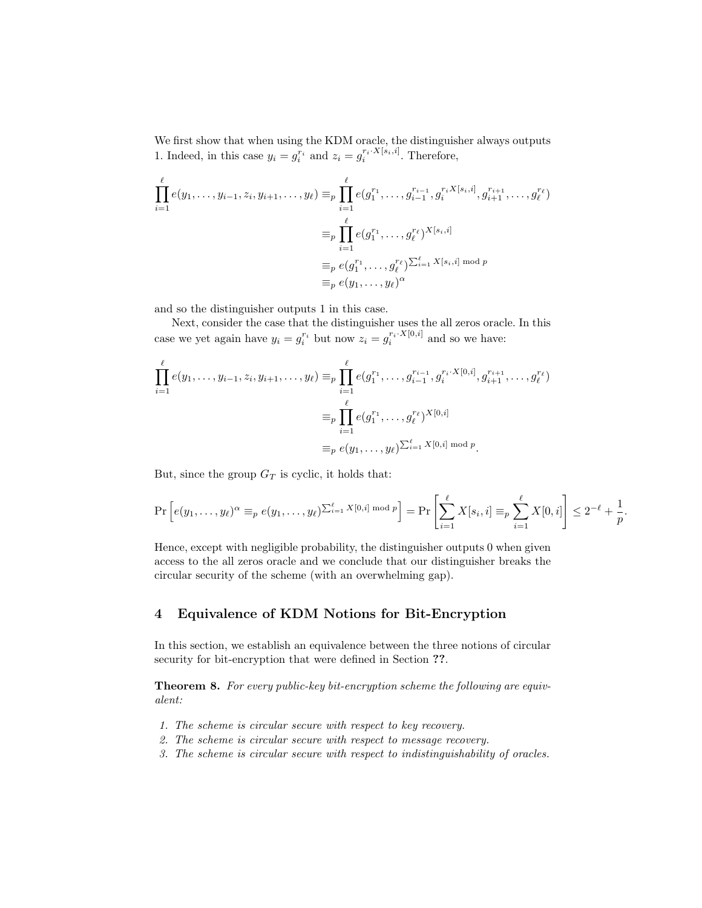We first show that when using the KDM oracle, the distinguisher always outputs 1. Indeed, in this case $y_i = g_i^{r_i}$ and $z_i = g_i^{r_i \cdot X[s_i,i]}$. Therefore,

$$\begin{aligned}
\prod_{i=1}^{\ell} e(y_1, \ldots, y_{i-1}, z_i, y_{i+1}, \ldots, y_\ell) &\equiv_p \prod_{i=1}^{\ell} e(g_1^{r_1}, \ldots, g_{i-1}^{r_{i-1}}, g_i^{r_i X[s_i,i]}, g_{i+1}^{r_{i+1}}, \ldots, g_\ell^{r_\ell}) \\
&\equiv_p \prod_{i=1}^{\ell} e(g_1^{r_1}, \ldots, g_\ell^{r_\ell})^{X[s_i,i]} \\
&\equiv_p e(g_1^{r_1}, \ldots, g_\ell^{r_\ell})^{\sum_{i=1}^{\ell} X[s_i,i] \bmod p} \\
&\equiv_p e(y_1, \ldots, y_\ell)^{\alpha}
\end{aligned}$$

and so the distinguisher outputs 1 in this case.

Next, consider the case that the distinguisher uses the all zeros oracle. In this case we yet again have $y_i = g_i^{r_i}$ but now $z_i = g_i^{r_i \cdot X[0,i]}$ and so we have:

$$\begin{aligned}
\prod_{i=1}^{\ell} e(y_1, \ldots, y_{i-1}, z_i, y_{i+1}, \ldots, y_\ell) &\equiv_p \prod_{i=1}^{\ell} e(g_1^{r_1}, \ldots, g_{i-1}^{r_{i-1}}, g_i^{r_i \cdot X[0,i]}, g_{i+1}^{r_{i+1}}, \ldots, g_\ell^{r_\ell}) \\
&\equiv_p \prod_{i=1}^{\ell} e(g_1^{r_1}, \ldots, g_\ell^{r_\ell})^{X[0,i]} \\
&\equiv_p e(y_1, \ldots, y_\ell)^{\sum_{i=1}^{\ell} X[0,i] \bmod p}.
\end{aligned}$$

But, since the group $G_T$ is cyclic, it holds that:

$$\Pr\left[e(y_1, \ldots, y_\ell)^{\alpha} \equiv_p e(y_1, \ldots, y_\ell)^{\sum_{i=1}^{\ell} X[0,i] \bmod p}\right] = \Pr\left[\sum_{i=1}^{\ell} X[s_i, i] \equiv_p \sum_{i=1}^{\ell} X[0,i]\right] \leq 2^{-\ell} + \frac{1}{p}.$$

Hence, except with negligible probability, the distinguisher outputs 0 when given access to the all zeros oracle and we conclude that our distinguisher breaks the circular security of the scheme (with an overwhelming gap).

## 4 Equivalence of KDM Notions for Bit-Encryption

In this section, we establish an equivalence between the three notions of circular security for bit-encryption that were defined in Section ??.

**Theorem 8.** *For every public-key bit-encryption scheme the following are equivalent:*

1. *The scheme is circular secure with respect to key recovery.*
2. *The scheme is circular secure with respect to message recovery.*
3. *The scheme is circular secure with respect to indistinguishability of oracles.*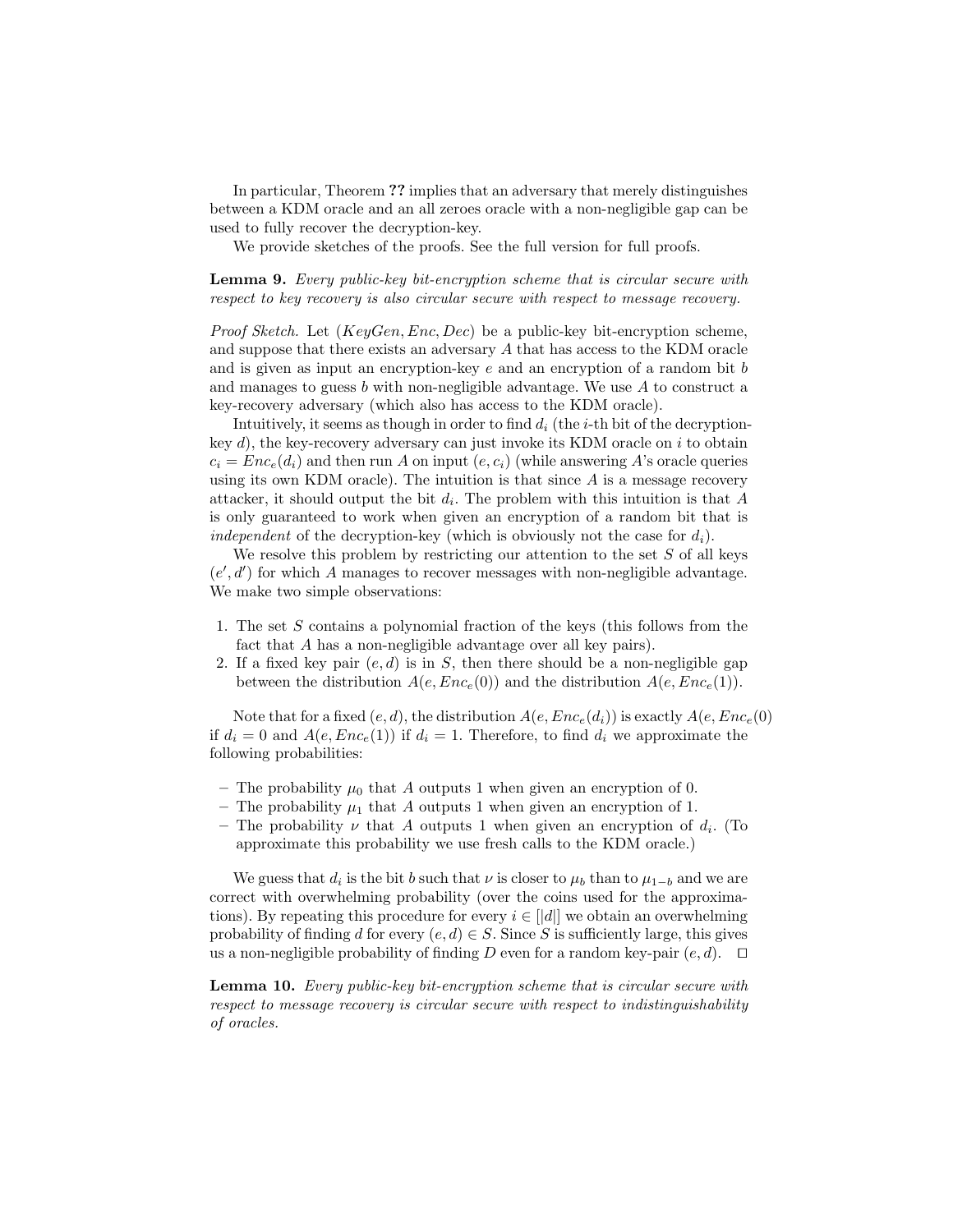In particular, Theorem **??** implies that an adversary that merely distinguishes between a KDM oracle and an all zeroes oracle with a non-negligible gap can be used to fully recover the decryption-key.

We provide sketches of the proofs. See the full version for full proofs.

**Lemma 9.** *Every public-key bit-encryption scheme that is circular secure with respect to key recovery is also circular secure with respect to message recovery.*

*Proof Sketch.* Let $(KeyGen, Enc, Dec)$ be a public-key bit-encryption scheme, and suppose that there exists an adversary $A$ that has access to the KDM oracle and is given as input an encryption-key $e$ and an encryption of a random bit $b$ and manages to guess $b$ with non-negligible advantage. We use $A$ to construct a key-recovery adversary (which also has access to the KDM oracle).

Intuitively, it seems as though in order to find $d_i$ (the $i$-th bit of the decryption-key $d$), the key-recovery adversary can just invoke its KDM oracle on $i$ to obtain $c_i = Enc_e(d_i)$ and then run $A$ on input $(e, c_i)$ (while answering $A$'s oracle queries using its own KDM oracle). The intuition is that since $A$ is a message recovery attacker, it should output the bit $d_i$. The problem with this intuition is that $A$ is only guaranteed to work when given an encryption of a random bit that is *independent* of the decryption-key (which is obviously not the case for $d_i$).

We resolve this problem by restricting our attention to the set $S$ of all keys $(e', d')$ for which $A$ manages to recover messages with non-negligible advantage. We make two simple observations:

1. The set $S$ contains a polynomial fraction of the keys (this follows from the fact that $A$ has a non-negligible advantage over all key pairs).
2. If a fixed key pair $(e, d)$ is in $S$, then there should be a non-negligible gap between the distribution $A(e, Enc_e(0))$ and the distribution $A(e, Enc_e(1))$.

Note that for a fixed $(e, d)$, the distribution $A(e, Enc_e(d_i))$ is exactly $A(e, Enc_e(0)$ if $d_i = 0$ and $A(e, Enc_e(1))$ if $d_i = 1$. Therefore, to find $d_i$ we approximate the following probabilities:

- The probability $\mu_0$ that $A$ outputs 1 when given an encryption of 0.
- The probability $\mu_1$ that $A$ outputs 1 when given an encryption of 1.
- The probability $\nu$ that $A$ outputs 1 when given an encryption of $d_i$. (To approximate this probability we use fresh calls to the KDM oracle.)

We guess that $d_i$ is the bit $b$ such that $\nu$ is closer to $\mu_b$ than to $\mu_{1-b}$ and we are correct with overwhelming probability (over the coins used for the approximations). By repeating this procedure for every $i \in [|d|]$ we obtain an overwhelming probability of finding $d$ for every $(e, d) \in S$. Since $S$ is sufficiently large, this gives us a non-negligible probability of finding $D$ even for a random key-pair $(e, d)$. □

**Lemma 10.** *Every public-key bit-encryption scheme that is circular secure with respect to message recovery is circular secure with respect to indistinguishability of oracles.*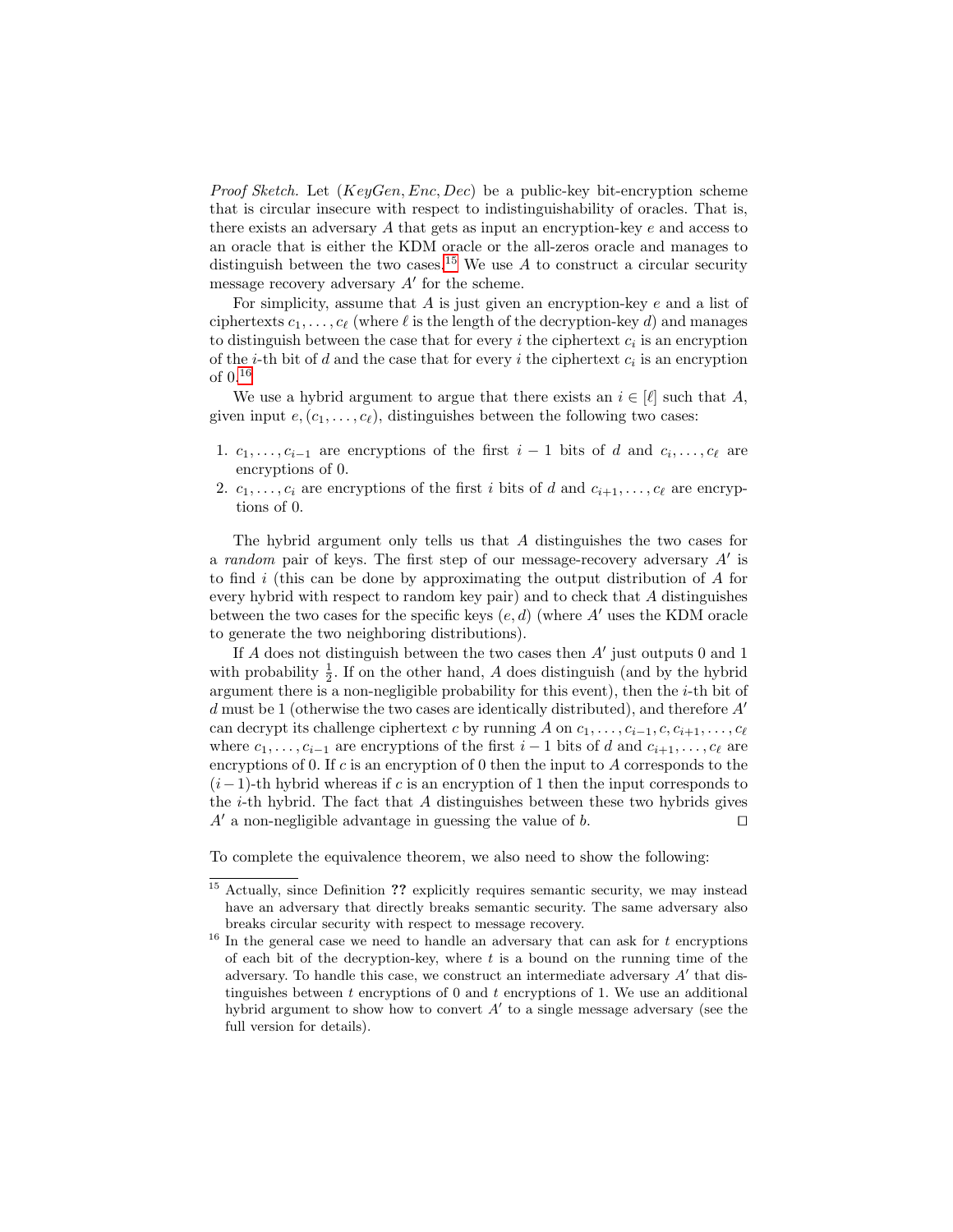*Proof Sketch.* Let $(KeyGen, Enc, Dec)$ be a public-key bit-encryption scheme that is circular insecure with respect to indistinguishability of oracles. That is, there exists an adversary $A$ that gets as input an encryption-key $e$ and access to an oracle that is either the KDM oracle or the all-zeros oracle and manages to distinguish between the two cases.[15] We use $A$ to construct a circular security message recovery adversary $A'$ for the scheme.

For simplicity, assume that $A$ is just given an encryption-key $e$ and a list of ciphertexts $c_1, \ldots, c_\ell$ (where $\ell$ is the length of the decryption-key $d$) and manages to distinguish between the case that for every $i$ the ciphertext $c_i$ is an encryption of the $i$-th bit of $d$ and the case that for every $i$ the ciphertext $c_i$ is an encryption of 0.[16]

We use a hybrid argument to argue that there exists an $i \in [\ell]$ such that $A$, given input $e, (c_1, \ldots, c_\ell)$, distinguishes between the following two cases:

1. $c_1, \ldots, c_{i-1}$ are encryptions of the first $i-1$ bits of $d$ and $c_i, \ldots, c_\ell$ are encryptions of 0.
2. $c_1, \ldots, c_i$ are encryptions of the first $i$ bits of $d$ and $c_{i+1}, \ldots, c_\ell$ are encryptions of 0.

The hybrid argument only tells us that $A$ distinguishes the two cases for a *random* pair of keys. The first step of our message-recovery adversary $A'$ is to find $i$ (this can be done by approximating the output distribution of $A$ for every hybrid with respect to random key pair) and to check that $A$ distinguishes between the two cases for the specific keys $(e, d)$ (where $A'$ uses the KDM oracle to generate the two neighboring distributions).

If $A$ does not distinguish between the two cases then $A'$ just outputs 0 and 1 with probability $\frac{1}{2}$. If on the other hand, $A$ does distinguish (and by the hybrid argument there is a non-negligible probability for this event), then the $i$-th bit of $d$ must be 1 (otherwise the two cases are identically distributed), and therefore $A'$ can decrypt its challenge ciphertext $c$ by running $A$ on $c_1, \ldots, c_{i-1}, c, c_{i+1}, \ldots, c_\ell$ where $c_1, \ldots, c_{i-1}$ are encryptions of the first $i-1$ bits of $d$ and $c_{i+1}, \ldots, c_\ell$ are encryptions of 0. If $c$ is an encryption of 0 then the input to $A$ corresponds to the $(i-1)$-th hybrid whereas if $c$ is an encryption of 1 then the input corresponds to the $i$-th hybrid. The fact that $A$ distinguishes between these two hybrids gives $A'$ a non-negligible advantage in guessing the value of $b$. $\square$

To complete the equivalence theorem, we also need to show the following:

---

[15] Actually, since Definition **??** explicitly requires semantic security, we may instead have an adversary that directly breaks semantic security. The same adversary also breaks circular security with respect to message recovery.

[16] In the general case we need to handle an adversary that can ask for $t$ encryptions of each bit of the decryption-key, where $t$ is a bound on the running time of the adversary. To handle this case, we construct an intermediate adversary $A'$ that distinguishes between $t$ encryptions of 0 and $t$ encryptions of 1. We use an additional hybrid argument to show how to convert $A'$ to a single message adversary (see the full version for details).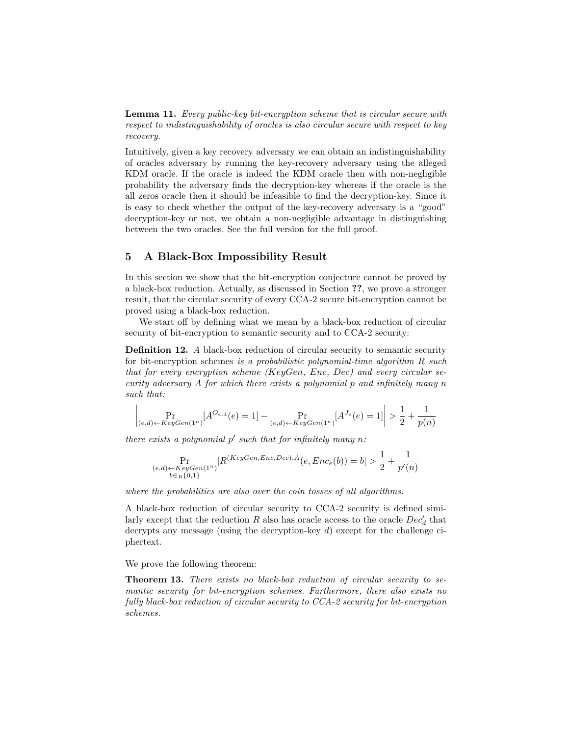**Lemma 11.** *Every public-key bit-encryption scheme that is circular secure with respect to indistinguishability of oracles is also circular secure with respect to key recovery.*

Intuitively, given a key recovery adversary we can obtain an indistinguishability of oracles adversary by running the key-recovery adversary using the alleged KDM oracle. If the oracle is indeed the KDM oracle then with non-negligible probability the adversary finds the decryption-key whereas if the oracle is the all zeros oracle then it should be infeasible to find the decryption-key. Since it is easy to check whether the output of the key-recovery adversary is a "good" decryption-key or not, we obtain a non-negligible advantage in distinguishing between the two oracles. See the full version for the full proof.

## 5 A Black-Box Impossibility Result

In this section we show that the bit-encryption conjecture cannot be proved by a black-box reduction. Actually, as discussed in Section **??**, we prove a stronger result, that the circular security of every CCA-2 secure bit-encryption cannot be proved using a black-box reduction.

We start off by defining what we mean by a black-box reduction of circular security of bit-encryption to semantic security and to CCA-2 security:

**Definition 12.** *A* black-box reduction of circular security to semantic security for bit-encryption schemes *is a probabilistic polynomial-time algorithm $R$ such that for every encryption scheme (KeyGen, Enc, Dec) and every circular security adversary $A$ for which there exists a polynomial $p$ and infinitely many $n$ such that:*

$$\left| \Pr_{(e,d)\leftarrow KeyGen(1^n)}[A^{O_{e,d}}(e) = 1] - \Pr_{(e,d)\leftarrow KeyGen(1^n)}[A^{J_e}(e) = 1] \right| > \frac{1}{2} + \frac{1}{p(n)}$$

*there exists a polynomial $p'$ such that for infinitely many $n$:*

$$\Pr_{\substack{(e,d)\leftarrow KeyGen(1^n) \\ b\in_R\{0,1\}}}[R^{(KeyGen,Enc,Dec),A}(e, Enc_e(b)) = b] > \frac{1}{2} + \frac{1}{p'(n)}$$

*where the probabilities are also over the coin tosses of all algorithms.*

A black-box reduction of circular security to CCA-2 security is defined similarly except that the reduction $R$ also has oracle access to the oracle $Dec'_d$ that decrypts any message (using the decryption-key $d$) except for the challenge ciphertext.

We prove the following theorem:

**Theorem 13.** *There exists no black-box reduction of circular security to semantic security for bit-encryption schemes. Furthermore, there also exists no fully black-box reduction of circular security to CCA-2 security for bit-encryption schemes.*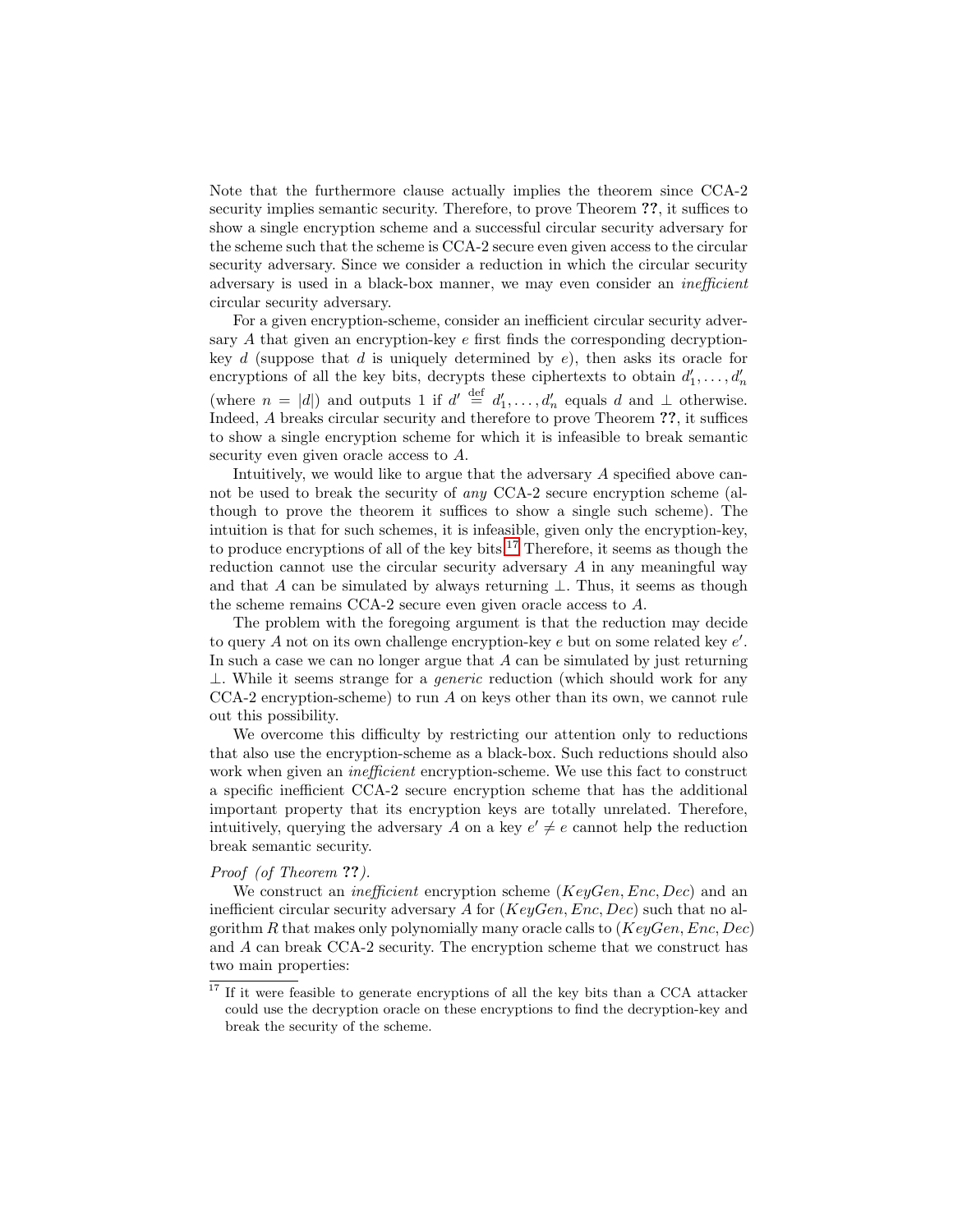Note that the furthermore clause actually implies the theorem since CCA-2 security implies semantic security. Therefore, to prove Theorem **??**, it suffices to show a single encryption scheme and a successful circular security adversary for the scheme such that the scheme is CCA-2 secure even given access to the circular security adversary. Since we consider a reduction in which the circular security adversary is used in a black-box manner, we may even consider an *inefficient* circular security adversary.

For a given encryption-scheme, consider an inefficient circular security adversary $A$ that given an encryption-key $e$ first finds the corresponding decryption-key $d$ (suppose that $d$ is uniquely determined by $e$), then asks its oracle for encryptions of all the key bits, decrypts these ciphertexts to obtain $d'_1, \ldots, d'_n$ (where $n = |d|$) and outputs 1 if $d' \stackrel{\text{def}}{=} d'_1, \ldots, d'_n$ equals $d$ and $\perp$ otherwise. Indeed, $A$ breaks circular security and therefore to prove Theorem **??**, it suffices to show a single encryption scheme for which it is infeasible to break semantic security even given oracle access to $A$.

Intuitively, we would like to argue that the adversary $A$ specified above cannot be used to break the security of *any* CCA-2 secure encryption scheme (although to prove the theorem it suffices to show a single such scheme). The intuition is that for such schemes, it is infeasible, given only the encryption-key, to produce encryptions of all of the key bits.[17] Therefore, it seems as though the reduction cannot use the circular security adversary $A$ in any meaningful way and that $A$ can be simulated by always returning $\perp$. Thus, it seems as though the scheme remains CCA-2 secure even given oracle access to $A$.

The problem with the foregoing argument is that the reduction may decide to query $A$ not on its own challenge encryption-key $e$ but on some related key $e'$. In such a case we can no longer argue that $A$ can be simulated by just returning $\perp$. While it seems strange for a *generic* reduction (which should work for any CCA-2 encryption-scheme) to run $A$ on keys other than its own, we cannot rule out this possibility.

We overcome this difficulty by restricting our attention only to reductions that also use the encryption-scheme as a black-box. Such reductions should also work when given an *inefficient* encryption-scheme. We use this fact to construct a specific inefficient CCA-2 secure encryption scheme that has the additional important property that its encryption keys are totally unrelated. Therefore, intuitively, querying the adversary $A$ on a key $e' \neq e$ cannot help the reduction break semantic security.

*Proof (of Theorem* **??***).*

We construct an *inefficient* encryption scheme $(KeyGen, Enc, Dec)$ and an inefficient circular security adversary $A$ for $(KeyGen, Enc, Dec)$ such that no algorithm $R$ that makes only polynomially many oracle calls to $(KeyGen, Enc, Dec)$ and $A$ can break CCA-2 security. The encryption scheme that we construct has two main properties:

[17] If it were feasible to generate encryptions of all the key bits than a CCA attacker could use the decryption oracle on these encryptions to find the decryption-key and break the security of the scheme.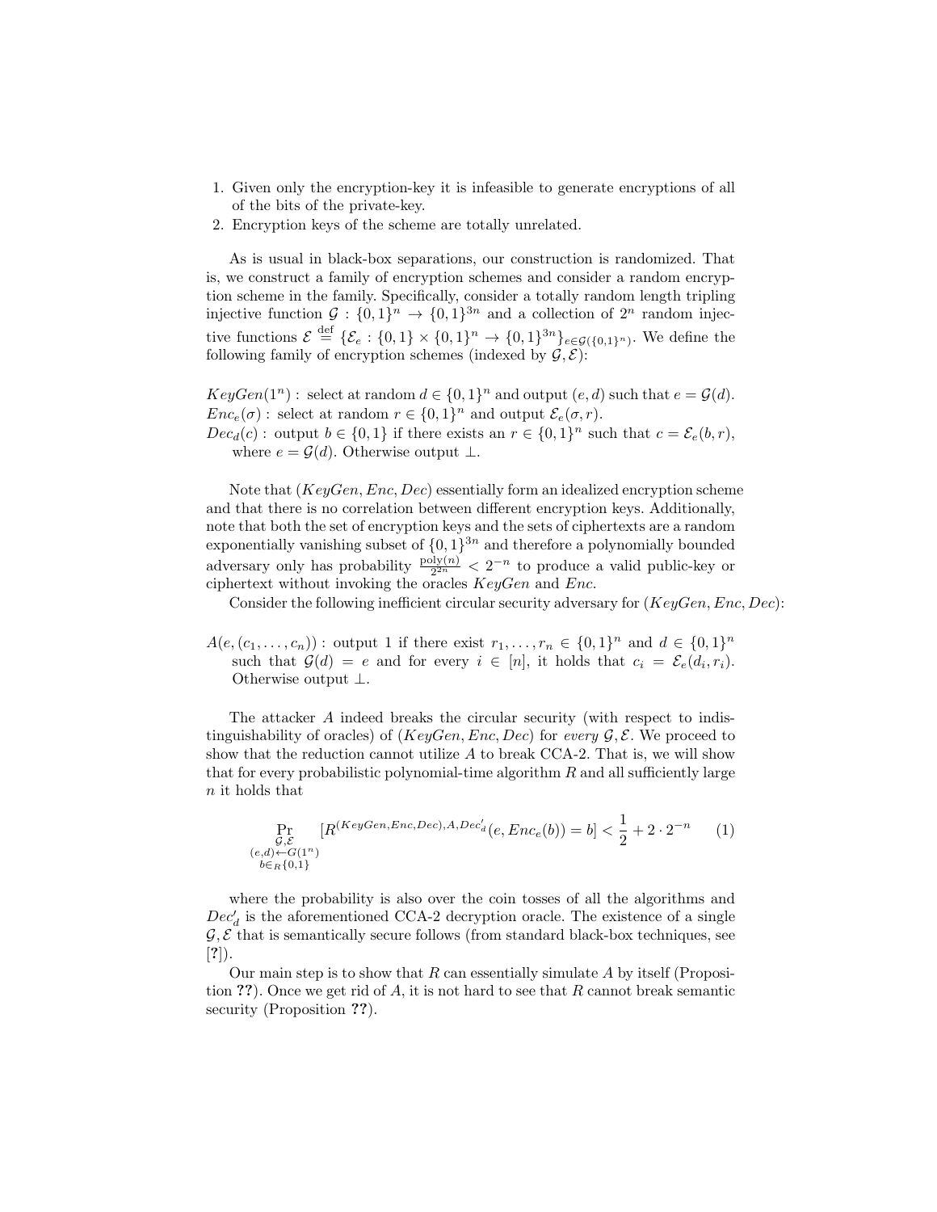1. Given only the encryption-key it is infeasible to generate encryptions of all of the bits of the private-key.
2. Encryption keys of the scheme are totally unrelated.

As is usual in black-box separations, our construction is randomized. That is, we construct a family of encryption schemes and consider a random encryption scheme in the family. Specifically, consider a totally random length tripling injective function $\mathcal{G} : \{0,1\}^n \to \{0,1\}^{3n}$ and a collection of $2^n$ random injective functions $\mathcal{E} \stackrel{\text{def}}{=} \{\mathcal{E}_e : \{0,1\} \times \{0,1\}^n \to \{0,1\}^{3n}\}_{e \in \mathcal{G}(\{0,1\}^n)}$. We define the following family of encryption schemes (indexed by $\mathcal{G}, \mathcal{E}$):

$KeyGen(1^n)$ : select at random $d \in \{0,1\}^n$ and output $(e,d)$ such that $e = \mathcal{G}(d)$.
$Enc_e(\sigma)$ : select at random $r \in \{0,1\}^n$ and output $\mathcal{E}_e(\sigma, r)$.
$Dec_d(c)$ : output $b \in \{0,1\}$ if there exists an $r \in \{0,1\}^n$ such that $c = \mathcal{E}_e(b,r)$, where $e = \mathcal{G}(d)$. Otherwise output $\perp$.

Note that $(KeyGen, Enc, Dec)$ essentially form an idealized encryption scheme and that there is no correlation between different encryption keys. Additionally, note that both the set of encryption keys and the sets of ciphertexts are a random exponentially vanishing subset of $\{0,1\}^{3n}$ and therefore a polynomially bounded adversary only has probability $\frac{\text{poly}(n)}{2^{2n}} < 2^{-n}$ to produce a valid public-key or ciphertext without invoking the oracles $KeyGen$ and $Enc$.

Consider the following inefficient circular security adversary for $(KeyGen, Enc, Dec)$:

$A(e, (c_1, \ldots, c_n))$ : output 1 if there exist $r_1, \ldots, r_n \in \{0,1\}^n$ and $d \in \{0,1\}^n$ such that $\mathcal{G}(d) = e$ and for every $i \in [n]$, it holds that $c_i = \mathcal{E}_e(d_i, r_i)$. Otherwise output $\perp$.

The attacker $A$ indeed breaks the circular security (with respect to indistinguishability of oracles) of $(KeyGen, Enc, Dec)$ for *every* $\mathcal{G}, \mathcal{E}$. We proceed to show that the reduction cannot utilize $A$ to break CCA-2. That is, we will show that for every probabilistic polynomial-time algorithm $R$ and all sufficiently large $n$ it holds that

$$\Pr_{\substack{\mathcal{G},\mathcal{E} \\ (e,d)\leftarrow G(1^n) \\ b \in_R \{0,1\}}} [R^{(KeyGen,Enc,Dec),A,Dec'_d}(e, Enc_e(b)) = b] < \frac{1}{2} + 2 \cdot 2^{-n} \qquad (1)$$

where the probability is also over the coin tosses of all the algorithms and $Dec'_d$ is the aforementioned CCA-2 decryption oracle. The existence of a single $\mathcal{G}, \mathcal{E}$ that is semantically secure follows (from standard black-box techniques, see [?]).

Our main step is to show that $R$ can essentially simulate $A$ by itself (Proposition **??**). Once we get rid of $A$, it is not hard to see that $R$ cannot break semantic security (Proposition **??**).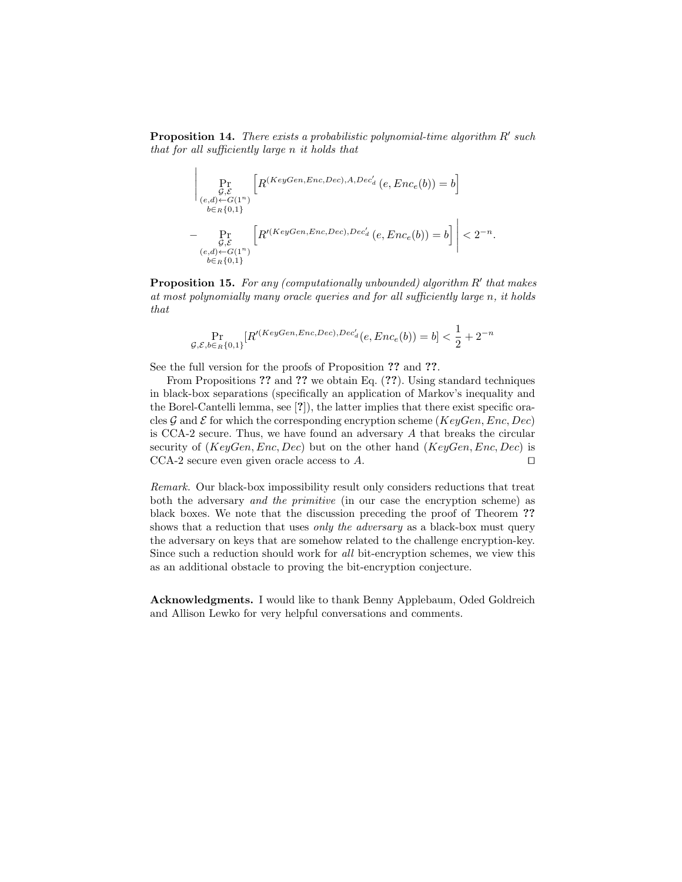**Proposition 14.** *There exists a probabilistic polynomial-time algorithm $R'$ such that for all sufficiently large $n$ it holds that*

$$\left| \Pr_{\substack{\mathcal{G},\mathcal{E} \\ (e,d)\leftarrow G(1^n) \\ b\in_R\{0,1\}}} \left[ R^{(KeyGen,Enc,Dec),A,Dec'_d}\left(e, Enc_e(b)\right) = b \right] - \Pr_{\substack{\mathcal{G},\mathcal{E} \\ (e,d)\leftarrow G(1^n) \\ b\in_R\{0,1\}}} \left[ R'^{(KeyGen,Enc,Dec),Dec'_d}\left(e, Enc_e(b)\right) = b \right] \right| < 2^{-n}.$$

**Proposition 15.** *For any (computationally unbounded) algorithm $R'$ that makes at most polynomially many oracle queries and for all sufficiently large $n$, it holds that*

$$\Pr_{\mathcal{G},\mathcal{E},b\in_R\{0,1\}}[R'^{(KeyGen,Enc,Dec),Dec'_d}(e, Enc_e(b)) = b] < \frac{1}{2} + 2^{-n}$$

See the full version for the proofs of Proposition **??** and **??**.

From Propositions **??** and **??** we obtain Eq. (**??**). Using standard techniques in black-box separations (specifically an application of Markov's inequality and the Borel-Cantelli lemma, see [**?**]), the latter implies that there exist specific oracles $\mathcal{G}$ and $\mathcal{E}$ for which the corresponding encryption scheme $(KeyGen, Enc, Dec)$ is CCA-2 secure. Thus, we have found an adversary $A$ that breaks the circular security of $(KeyGen, Enc, Dec)$ but on the other hand $(KeyGen, Enc, Dec)$ is CCA-2 secure even given oracle access to $A$. □

*Remark.* Our black-box impossibility result only considers reductions that treat both the adversary *and the primitive* (in our case the encryption scheme) as black boxes. We note that the discussion preceding the proof of Theorem **??** shows that a reduction that uses *only the adversary* as a black-box must query the adversary on keys that are somehow related to the challenge encryption-key. Since such a reduction should work for *all* bit-encryption schemes, we view this as an additional obstacle to proving the bit-encryption conjecture.

**Acknowledgments.** I would like to thank Benny Applebaum, Oded Goldreich and Allison Lewko for very helpful conversations and comments.